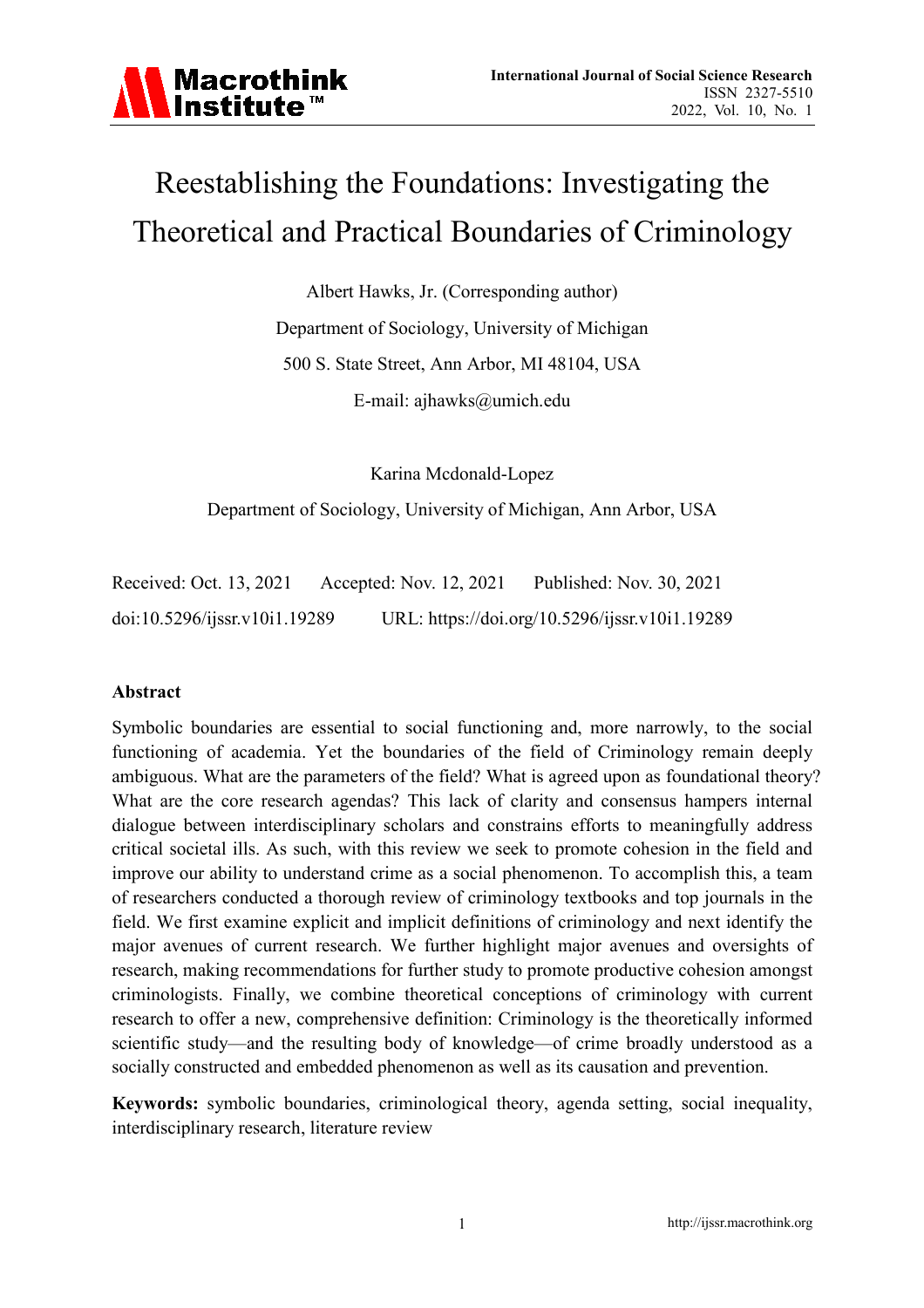# Reestablishing the Foundations: Investigating the Theoretical and Practical Boundaries of Criminology

Albert Hawks, Jr. (Corresponding author)

Department of Sociology, University of Michigan

500 S. State Street, Ann Arbor, MI 48104, USA

E-mail: ajhawks@umich.edu

Karina Mcdonald-Lopez

Department of Sociology, University of Michigan, Ann Arbor, USA

Received: Oct. 13, 2021 Accepted: Nov. 12, 2021 Published: Nov. 30, 2021

doi:10.5296/ijssr.v10i1.19289 URL: https://doi.org/10.5296/ijssr.v10i1.19289

## Abstract

Symbolic boundaries are essential to social functioning and, more narrowly, to the social functioning of academia. Yet the boundaries of the field of Criminology remain deeply ambiguous. What are the parameters of the field? What is agreed upon as foundational theory? What are the core research agendas? This lack of clarity and consensus hampers internal dialogue between interdisciplinary scholars and constrains efforts to meaningfully address critical societal ills. As such, with this review we seek to promote cohesion in the field and improve our ability to understand crime as a social phenomenon. To accomplish this, a team of researchers conducted a thorough review of criminology textbooks and top journals in the field. We first examine explicit and implicit definitions of criminology and next identify the major avenues of current research. We further highlight major avenues and oversights of research, making recommendations for further study to promote productive cohesion amongst criminologists. Finally, we combine theoretical conceptions of criminology with current research to offer a new, comprehensive definition: Criminology is the theoretically informed scientific study—and the resulting body of knowledge—of crime broadly understood as a socially constructed and embedded phenomenon as well as its causation and prevention.

**Keywords:** symbolic boundaries, criminological theory, agenda setting, social inequality, interdisciplinary research, literature review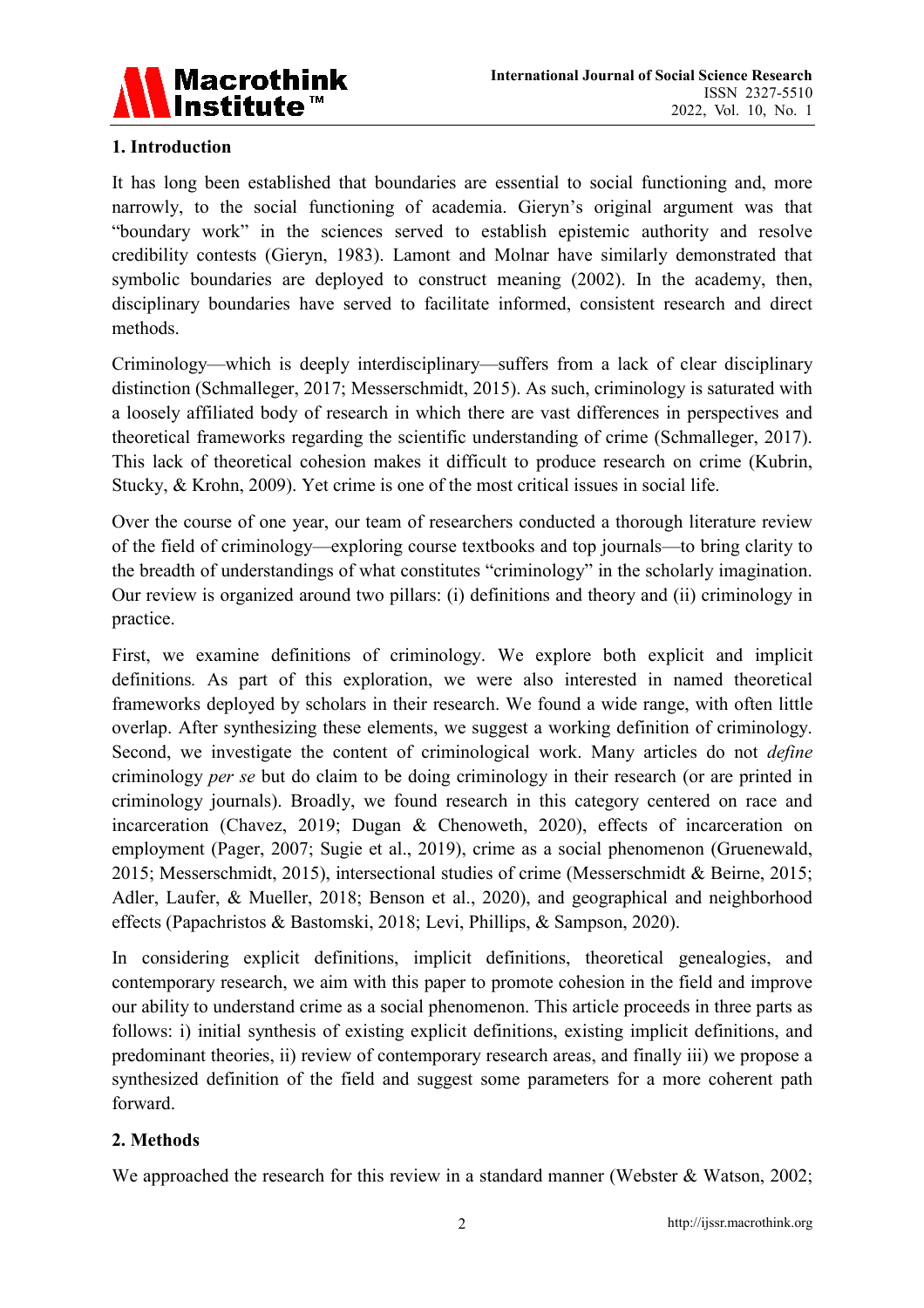## 1. Introduction

It has long been established that boundaries are essential to social functioning and, more narrowly, to the social functioning of academia. Gieryn's original argument was that "boundary work" in the sciences served to establish epistemic authority and resolve credibility contests (Gieryn, 1983). Lamont and Molnar have similarly demonstrated that symbolic boundaries are deployed to construct meaning (2002). In the academy, then, disciplinary boundaries have served to facilitate informed, consistent research and direct methods.

Criminology—which is deeply interdisciplinary—suffers from a lack of clear disciplinary distinction (Schmalleger, 2017; Messerschmidt, 2015). As such, criminology is saturated with a loosely affiliated body of research in which there are vast differences in perspectives and theoretical frameworks regarding the scientific understanding of crime (Schmalleger, 2017). This lack of theoretical cohesion makes it difficult to produce research on crime (Kubrin, Stucky, & Krohn, 2009). Yet crime is one of the most critical issues in social life.

Over the course of one year, our team of researchers conducted a thorough literature review of the field of criminology—exploring course textbooks and top journals—to bring clarity to the breadth of understandings of what constitutes "criminology" in the scholarly imagination. Our review is organized around two pillars: (i) definitions and theory and (ii) criminology in practice.

First, we examine definitions of criminology. We explore both explicit and implicit definitions. As part of this exploration, we were also interested in named theoretical frameworks deployed by scholars in their research. We found a wide range, with often little overlap. After synthesizing these elements, we suggest a working definition of criminology. Second, we investigate the content of criminological work. Many articles do not *define* criminology *per se* but do claim to be doing criminology in their research (or are printed in criminology journals). Broadly, we found research in this category centered on race and incarceration (Chavez, 2019; Dugan & Chenoweth, 2020), effects of incarceration on employment (Pager, 2007; Sugie et al., 2019), crime as a social phenomenon (Gruenewald, 2015; Messerschmidt, 2015), intersectional studies of crime (Messerschmidt & Beirne, 2015; Adler, Laufer, & Mueller, 2018; Benson et al., 2020), and geographical and neighborhood effects (Papachristos & Bastomski, 2018; Levi, Phillips, & Sampson, 2020).

In considering explicit definitions, implicit definitions, theoretical genealogies, and contemporary research, we aim with this paper to promote cohesion in the field and improve our ability to understand crime as a social phenomenon. This article proceeds in three parts as follows: i) initial synthesis of existing explicit definitions, existing implicit definitions, and predominant theories, ii) review of contemporary research areas, and finally iii) we propose a synthesized definition of the field and suggest some parameters for a more coherent path forward.

## 2. Methods

We approached the research for this review in a standard manner (Webster & Watson, 2002;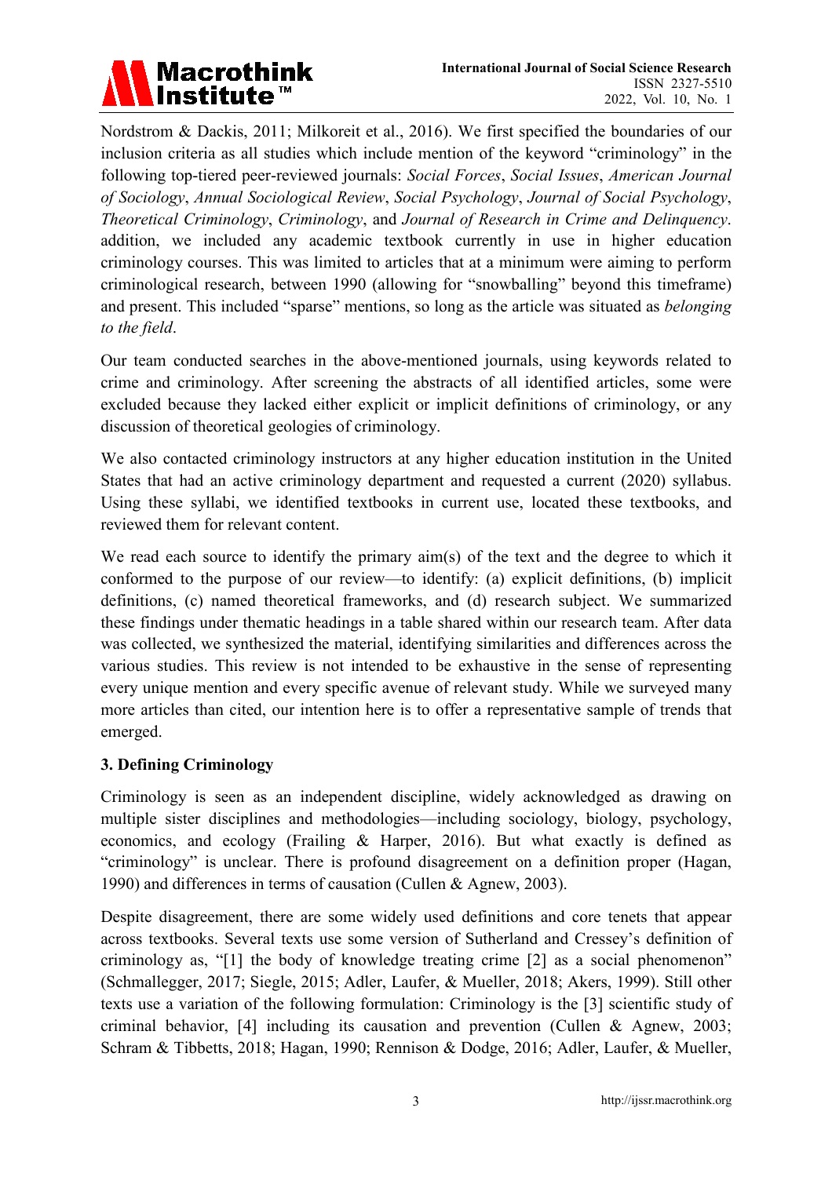Nordstrom & Dackis, 2011; Milkoreit et al., 2016). We first specified the boundaries of our inclusion criteria as all studies which include mention of the keyword "criminology" in the following top-tiered peer-reviewed journals: *Social Forces*, *Social Issues*, *American Journal of Sociology*, *Annual Sociological Review*, *Social Psychology*, *Journal of Social Psychology*, *Theoretical Criminology*, *Criminology*, and *Journal of Research in Crime and Delinquency*. addition, we included any academic textbook currently in use in higher education criminology courses. This was limited to articles that at a minimum were aiming to perform criminological research, between 1990 (allowing for "snowballing" beyond this timeframe) and present. This included "sparse" mentions, so long as the article was situated as *belonging to the field*.

Our team conducted searches in the above-mentioned journals, using keywords related to crime and criminology. After screening the abstracts of all identified articles, some were excluded because they lacked either explicit or implicit definitions of criminology, or any discussion of theoretical geologies of criminology.

We also contacted criminology instructors at any higher education institution in the United States that had an active criminology department and requested a current (2020) syllabus. Using these syllabi, we identified textbooks in current use, located these textbooks, and reviewed them for relevant content.

We read each source to identify the primary aim(s) of the text and the degree to which it conformed to the purpose of our review—to identify: (a) explicit definitions, (b) implicit definitions, (c) named theoretical frameworks, and (d) research subject. We summarized these findings under thematic headings in a table shared within our research team. After data was collected, we synthesized the material, identifying similarities and differences across the various studies. This review is not intended to be exhaustive in the sense of representing every unique mention and every specific avenue of relevant study. While we surveyed many more articles than cited, our intention here is to offer a representative sample of trends that emerged.

## 3. Defining Criminology

Criminology is seen as an independent discipline, widely acknowledged as drawing on multiple sister disciplines and methodologies—including sociology, biology, psychology, economics, and ecology (Frailing & Harper, 2016). But what exactly is defined as "criminology" is unclear. There is profound disagreement on a definition proper (Hagan, 1990) and differences in terms of causation (Cullen & Agnew, 2003).

Despite disagreement, there are some widely used definitions and core tenets that appear across textbooks. Several texts use some version of Sutherland and Cressey's definition of criminology as, "[1] the body of knowledge treating crime [2] as a social phenomenon" (Schmallegger, 2017; Siegle, 2015; Adler, Laufer, & Mueller, 2018; Akers, 1999). Still other texts use a variation of the following formulation: Criminology is the [3] scientific study of criminal behavior, [4] including its causation and prevention (Cullen & Agnew, 2003; Schram & Tibbetts, 2018; Hagan, 1990; Rennison & Dodge, 2016; Adler, Laufer, & Mueller,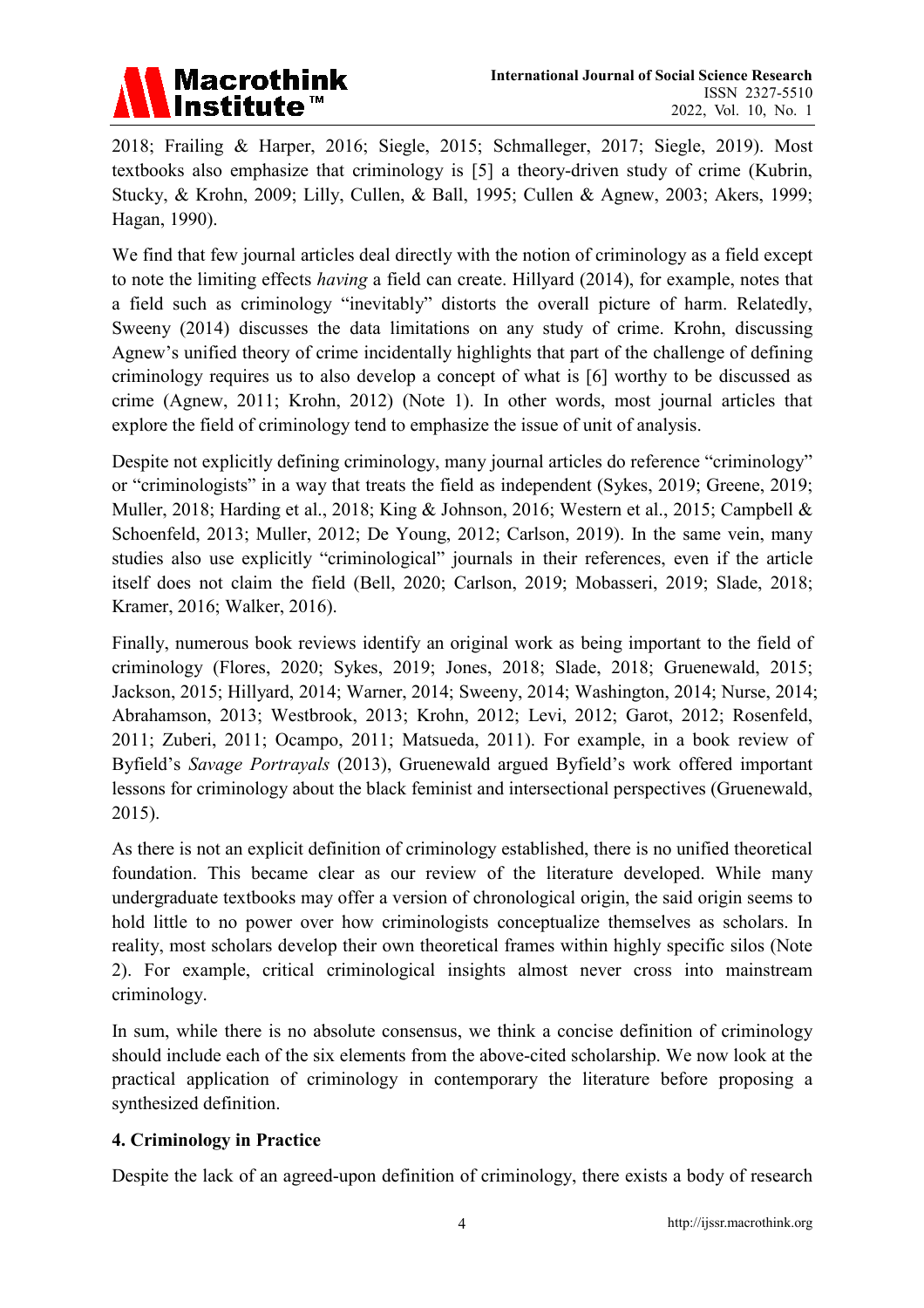2018; Frailing & Harper, 2016; Siegle, 2015; Schmalleger, 2017; Siegle, 2019). Most textbooks also emphasize that criminology is [5] a theory-driven study of crime (Kubrin, Stucky, & Krohn, 2009; Lilly, Cullen, & Ball, 1995; Cullen & Agnew, 2003; Akers, 1999; Hagan, 1990).

We find that few journal articles deal directly with the notion of criminology as a field except to note the limiting effects *having* a field can create. Hillyard (2014), for example, notes that a field such as criminology "inevitably" distorts the overall picture of harm. Relatedly, Sweeny (2014) discusses the data limitations on any study of crime. Krohn, discussing Agnew's unified theory of crime incidentally highlights that part of the challenge of defining criminology requires us to also develop a concept of what is [6] worthy to be discussed as crime (Agnew, 2011; Krohn, 2012) (Note 1). In other words, most journal articles that explore the field of criminology tend to emphasize the issue of unit of analysis.

Despite not explicitly defining criminology, many journal articles do reference "criminology" or "criminologists" in a way that treats the field as independent (Sykes, 2019; Greene, 2019; Muller, 2018; Harding et al., 2018; King & Johnson, 2016; Western et al., 2015; Campbell & Schoenfeld, 2013; Muller, 2012; De Young, 2012; Carlson, 2019). In the same vein, many studies also use explicitly "criminological" journals in their references, even if the article itself does not claim the field (Bell, 2020; Carlson, 2019; Mobasseri, 2019; Slade, 2018; Kramer, 2016; Walker, 2016).

Finally, numerous book reviews identify an original work as being important to the field of criminology (Flores, 2020; Sykes, 2019; Jones, 2018; Slade, 2018; Gruenewald, 2015; Jackson, 2015; Hillyard, 2014; Warner, 2014; Sweeny, 2014; Washington, 2014; Nurse, 2014; Abrahamson, 2013; Westbrook, 2013; Krohn, 2012; Levi, 2012; Garot, 2012; Rosenfeld, 2011; Zuberi, 2011; Ocampo, 2011; Matsueda, 2011). For example, in a book review of Byfield's *Savage Portrayals* (2013), Gruenewald argued Byfield's work offered important lessons for criminology about the black feminist and intersectional perspectives (Gruenewald, 2015).

As there is not an explicit definition of criminology established, there is no unified theoretical foundation. This became clear as our review of the literature developed. While many undergraduate textbooks may offer a version of chronological origin, the said origin seems to hold little to no power over how criminologists conceptualize themselves as scholars. In reality, most scholars develop their own theoretical frames within highly specific silos (Note 2). For example, critical criminological insights almost never cross into mainstream criminology.

In sum, while there is no absolute consensus, we think a concise definition of criminology should include each of the six elements from the above-cited scholarship. We now look at the practical application of criminology in contemporary the literature before proposing a synthesized definition.

## 4. Criminology in Practice

Despite the lack of an agreed-upon definition of criminology, there exists a body of research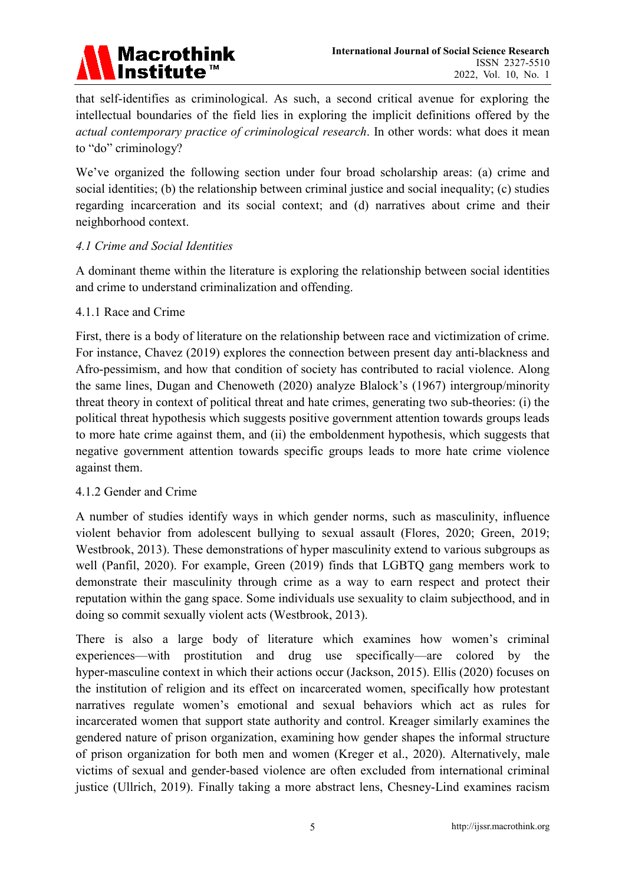that self-identifies as criminological. As such, a second critical avenue for exploring the intellectual boundaries of the field lies in exploring the implicit definitions offered by the *actual contemporary practice of criminological research*. In other words: what does it mean to "do" criminology?

We've organized the following section under four broad scholarship areas: (a) crime and social identities; (b) the relationship between criminal justice and social inequality; (c) studies regarding incarceration and its social context; and (d) narratives about crime and their neighborhood context.

### *4.1 Crime and Social Identities*

A dominant theme within the literature is exploring the relationship between social identities and crime to understand criminalization and offending.

#### 4.1.1 Race and Crime

First, there is a body of literature on the relationship between race and victimization of crime. For instance, Chavez (2019) explores the connection between present day anti-blackness and Afro-pessimism, and how that condition of society has contributed to racial violence. Along the same lines, Dugan and Chenoweth (2020) analyze Blalock's (1967) intergroup/minority threat theory in context of political threat and hate crimes, generating two sub-theories: (i) the political threat hypothesis which suggests positive government attention towards groups leads to more hate crime against them, and (ii) the emboldenment hypothesis, which suggests that negative government attention towards specific groups leads to more hate crime violence against them.

#### 4.1.2 Gender and Crime

A number of studies identify ways in which gender norms, such as masculinity, influence violent behavior from adolescent bullying to sexual assault (Flores, 2020; Green, 2019; Westbrook, 2013). These demonstrations of hyper masculinity extend to various subgroups as well (Panfil, 2020). For example, Green (2019) finds that LGBTQ gang members work to demonstrate their masculinity through crime as a way to earn respect and protect their reputation within the gang space. Some individuals use sexuality to claim subjecthood, and in doing so commit sexually violent acts (Westbrook, 2013).

There is also a large body of literature which examines how women's criminal experiences—with prostitution and drug use specifically—are colored by the hyper-masculine context in which their actions occur (Jackson, 2015). Ellis (2020) focuses on the institution of religion and its effect on incarcerated women, specifically how protestant narratives regulate women's emotional and sexual behaviors which act as rules for incarcerated women that support state authority and control. Kreager similarly examines the gendered nature of prison organization, examining how gender shapes the informal structure of prison organization for both men and women (Kreger et al., 2020). Alternatively, male victims of sexual and gender-based violence are often excluded from international criminal justice (Ullrich, 2019). Finally taking a more abstract lens, Chesney-Lind examines racism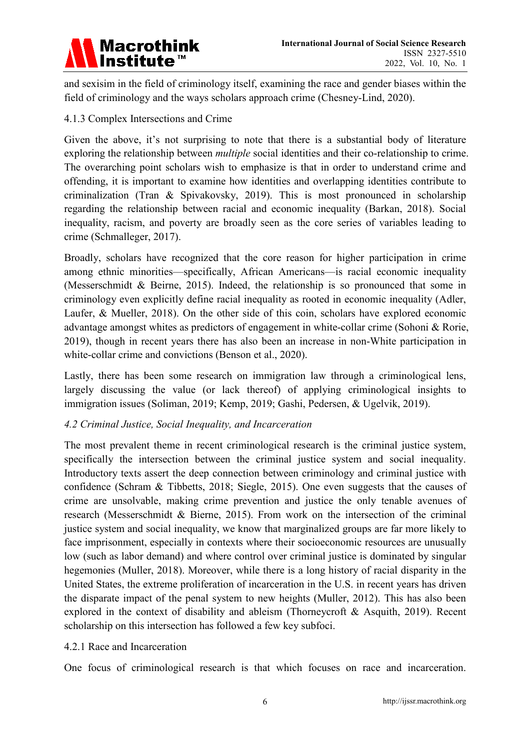and sexisim in the field of criminology itself, examining the race and gender biases within the field of criminology and the ways scholars approach crime (Chesney-Lind, 2020).

4.1.3 Complex Intersections and Crime

Given the above, it's not surprising to note that there is a substantial body of literature exploring the relationship between *multiple* social identities and their co-relationship to crime. The overarching point scholars wish to emphasize is that in order to understand crime and offending, it is important to examine how identities and overlapping identities contribute to criminalization (Tran & Spivakovsky, 2019). This is most pronounced in scholarship regarding the relationship between racial and economic inequality (Barkan, 2018). Social inequality, racism, and poverty are broadly seen as the core series of variables leading to crime (Schmalleger, 2017).

Broadly, scholars have recognized that the core reason for higher participation in crime among ethnic minorities—specifically, African Americans—is racial economic inequality (Messerschmidt & Beirne, 2015). Indeed, the relationship is so pronounced that some in criminology even explicitly define racial inequality as rooted in economic inequality (Adler, Laufer, & Mueller, 2018). On the other side of this coin, scholars have explored economic advantage amongst whites as predictors of engagement in white-collar crime (Sohoni & Rorie, 2019), though in recent years there has also been an increase in non-White participation in white-collar crime and convictions (Benson et al., 2020).

Lastly, there has been some research on immigration law through a criminological lens, largely discussing the value (or lack thereof) of applying criminological insights to immigration issues (Soliman, 2019; Kemp, 2019; Gashi, Pedersen, & Ugelvik, 2019).

### *4.2 Criminal Justice, Social Inequality, and Incarceration*

The most prevalent theme in recent criminological research is the criminal justice system, specifically the intersection between the criminal justice system and social inequality. Introductory texts assert the deep connection between criminology and criminal justice with confidence (Schram & Tibbetts, 2018; Siegle, 2015). One even suggests that the causes of crime are unsolvable, making crime prevention and justice the only tenable avenues of research (Messerschmidt & Bierne, 2015). From work on the intersection of the criminal justice system and social inequality, we know that marginalized groups are far more likely to face imprisonment, especially in contexts where their socioeconomic resources are unusually low (such as labor demand) and where control over criminal justice is dominated by singular hegemonies (Muller, 2018). Moreover, while there is a long history of racial disparity in the United States, the extreme proliferation of incarceration in the U.S. in recent years has driven the disparate impact of the penal system to new heights (Muller, 2012). This has also been explored in the context of disability and ableism (Thorneycroft & Asquith, 2019). Recent scholarship on this intersection has followed a few key subfoci.

4.2.1 Race and Incarceration

One focus of criminological research is that which focuses on race and incarceration.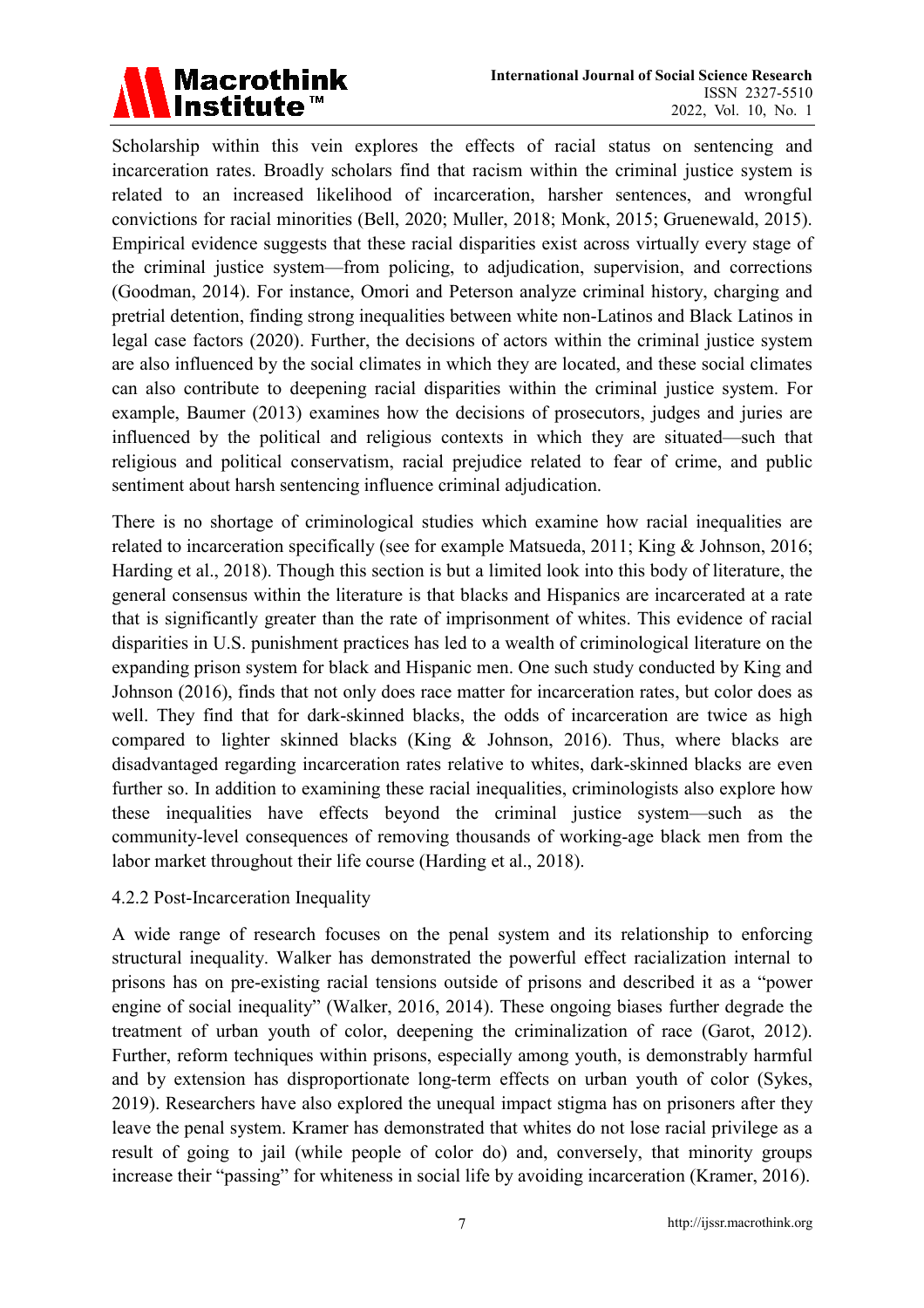Scholarship within this vein explores the effects of racial status on sentencing and incarceration rates. Broadly scholars find that racism within the criminal justice system is related to an increased likelihood of incarceration, harsher sentences, and wrongful convictions for racial minorities (Bell, 2020; Muller, 2018; Monk, 2015; Gruenewald, 2015). Empirical evidence suggests that these racial disparities exist across virtually every stage of the criminal justice system—from policing, to adjudication, supervision, and corrections (Goodman, 2014). For instance, Omori and Peterson analyze criminal history, charging and pretrial detention, finding strong inequalities between white non-Latinos and Black Latinos in legal case factors (2020). Further, the decisions of actors within the criminal justice system are also influenced by the social climates in which they are located, and these social climates can also contribute to deepening racial disparities within the criminal justice system. For example, Baumer (2013) examines how the decisions of prosecutors, judges and juries are influenced by the political and religious contexts in which they are situated—such that religious and political conservatism, racial prejudice related to fear of crime, and public sentiment about harsh sentencing influence criminal adjudication.

There is no shortage of criminological studies which examine how racial inequalities are related to incarceration specifically (see for example Matsueda, 2011; King & Johnson, 2016; Harding et al., 2018). Though this section is but a limited look into this body of literature, the general consensus within the literature is that blacks and Hispanics are incarcerated at a rate that is significantly greater than the rate of imprisonment of whites. This evidence of racial disparities in U.S. punishment practices has led to a wealth of criminological literature on the expanding prison system for black and Hispanic men. One such study conducted by King and Johnson (2016), finds that not only does race matter for incarceration rates, but color does as well. They find that for dark-skinned blacks, the odds of incarceration are twice as high compared to lighter skinned blacks (King & Johnson, 2016). Thus, where blacks are disadvantaged regarding incarceration rates relative to whites, dark-skinned blacks are even further so. In addition to examining these racial inequalities, criminologists also explore how these inequalities have effects beyond the criminal justice system—such as the community-level consequences of removing thousands of working-age black men from the labor market throughout their life course (Harding et al., 2018).

#### 4.2.2 Post-Incarceration Inequality

A wide range of research focuses on the penal system and its relationship to enforcing structural inequality. Walker has demonstrated the powerful effect racialization internal to prisons has on pre-existing racial tensions outside of prisons and described it as a "power engine of social inequality" (Walker, 2016, 2014). These ongoing biases further degrade the treatment of urban youth of color, deepening the criminalization of race (Garot, 2012). Further, reform techniques within prisons, especially among youth, is demonstrably harmful and by extension has disproportionate long-term effects on urban youth of color (Sykes, 2019). Researchers have also explored the unequal impact stigma has on prisoners after they leave the penal system. Kramer has demonstrated that whites do not lose racial privilege as a result of going to jail (while people of color do) and, conversely, that minority groups increase their "passing" for whiteness in social life by avoiding incarceration (Kramer, 2016).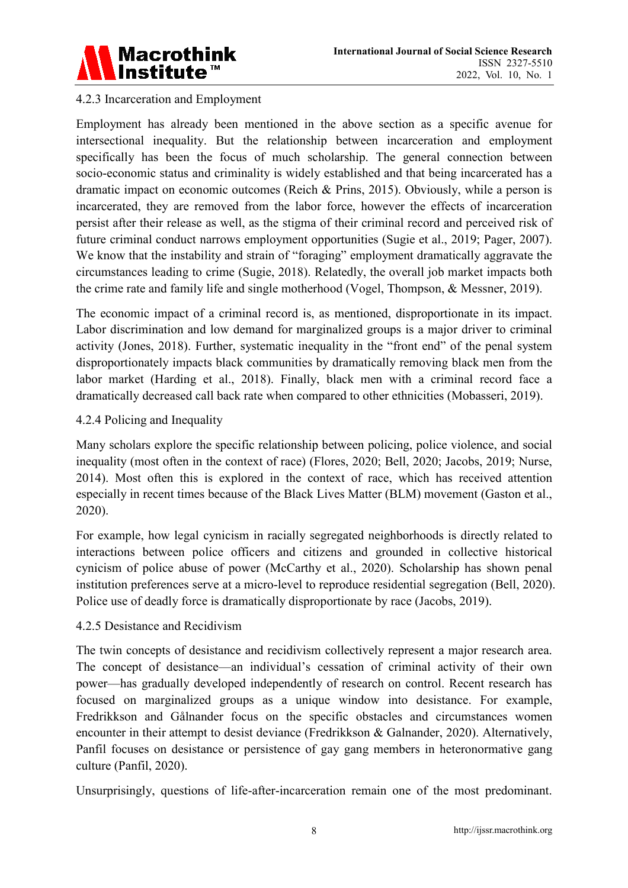#### 4.2.3 Incarceration and Employment

Employment has already been mentioned in the above section as a specific avenue for intersectional inequality. But the relationship between incarceration and employment specifically has been the focus of much scholarship. The general connection between socio-economic status and criminality is widely established and that being incarcerated has a dramatic impact on economic outcomes (Reich & Prins, 2015). Obviously, while a person is incarcerated, they are removed from the labor force, however the effects of incarceration persist after their release as well, as the stigma of their criminal record and perceived risk of future criminal conduct narrows employment opportunities (Sugie et al., 2019; Pager, 2007). We know that the instability and strain of "foraging" employment dramatically aggravate the circumstances leading to crime (Sugie, 2018). Relatedly, the overall job market impacts both the crime rate and family life and single motherhood (Vogel, Thompson, & Messner, 2019).

The economic impact of a criminal record is, as mentioned, disproportionate in its impact. Labor discrimination and low demand for marginalized groups is a major driver to criminal activity (Jones, 2018). Further, systematic inequality in the "front end" of the penal system disproportionately impacts black communities by dramatically removing black men from the labor market (Harding et al., 2018). Finally, black men with a criminal record face a dramatically decreased call back rate when compared to other ethnicities (Mobasseri, 2019).

#### 4.2.4 Policing and Inequality

Many scholars explore the specific relationship between policing, police violence, and social inequality (most often in the context of race) (Flores, 2020; Bell, 2020; Jacobs, 2019; Nurse, 2014). Most often this is explored in the context of race, which has received attention especially in recent times because of the Black Lives Matter (BLM) movement (Gaston et al., 2020).

For example, how legal cynicism in racially segregated neighborhoods is directly related to interactions between police officers and citizens and grounded in collective historical cynicism of police abuse of power (McCarthy et al., 2020). Scholarship has shown penal institution preferences serve at a micro-level to reproduce residential segregation (Bell, 2020). Police use of deadly force is dramatically disproportionate by race (Jacobs, 2019).

#### 4.2.5 Desistance and Recidivism

The twin concepts of desistance and recidivism collectively represent a major research area. The concept of desistance—an individual's cessation of criminal activity of their own power—has gradually developed independently of research on control. Recent research has focused on marginalized groups as a unique window into desistance. For example, Fredrikkson and Gålnander focus on the specific obstacles and circumstances women encounter in their attempt to desist deviance (Fredrikkson & Galnander, 2020). Alternatively, Panfil focuses on desistance or persistence of gay gang members in heteronormative gang culture (Panfil, 2020).

Unsurprisingly, questions of life-after-incarceration remain one of the most predominant.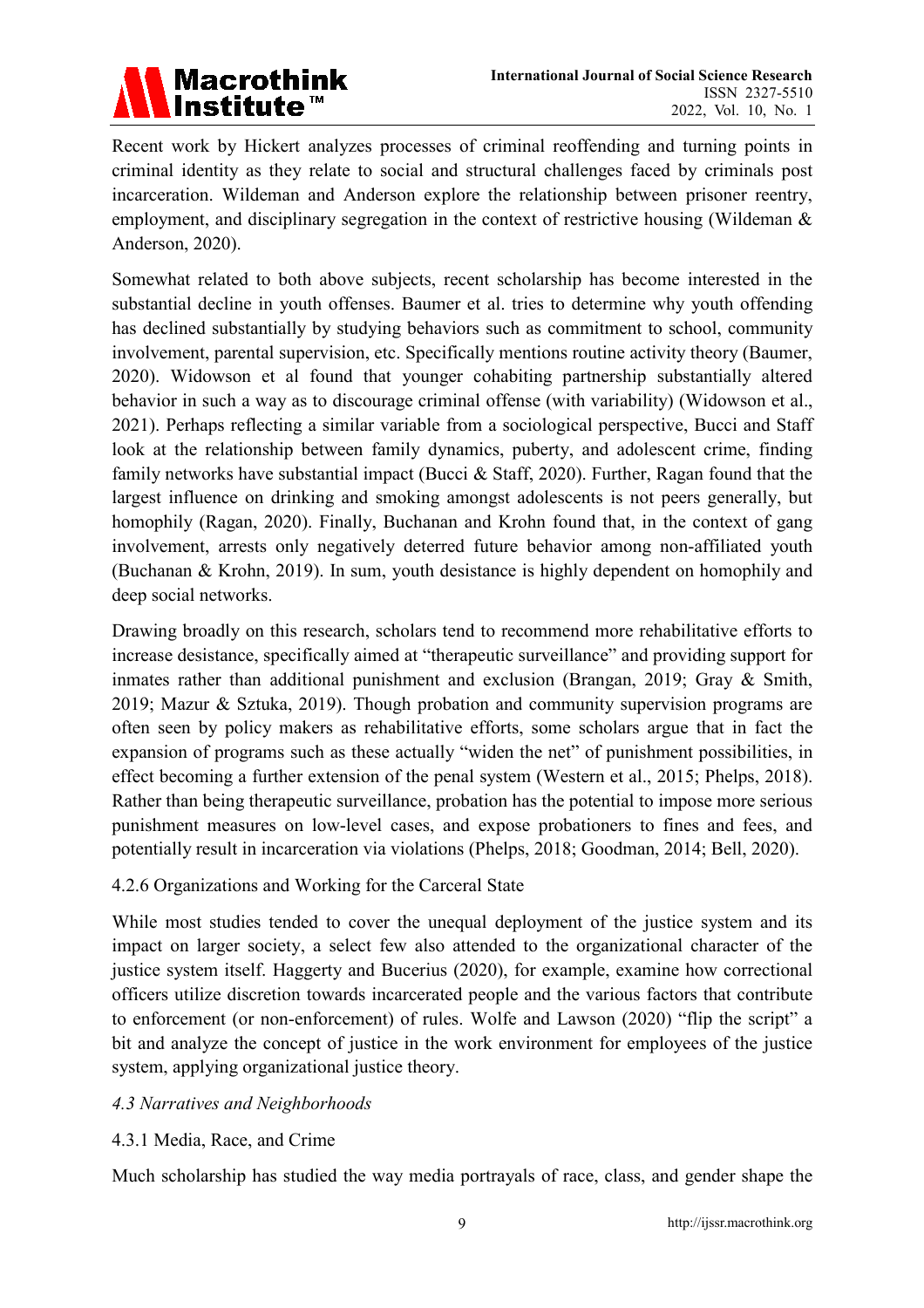Recent work by Hickert analyzes processes of criminal reoffending and turning points in criminal identity as they relate to social and structural challenges faced by criminals post incarceration. Wildeman and Anderson explore the relationship between prisoner reentry, employment, and disciplinary segregation in the context of restrictive housing (Wildeman & Anderson, 2020).

Somewhat related to both above subjects, recent scholarship has become interested in the substantial decline in youth offenses. Baumer et al. tries to determine why youth offending has declined substantially by studying behaviors such as commitment to school, community involvement, parental supervision, etc. Specifically mentions routine activity theory (Baumer, 2020). Widowson et al found that younger cohabiting partnership substantially altered behavior in such a way as to discourage criminal offense (with variability) (Widowson et al., 2021). Perhaps reflecting a similar variable from a sociological perspective, Bucci and Staff look at the relationship between family dynamics, puberty, and adolescent crime, finding family networks have substantial impact (Bucci & Staff, 2020). Further, Ragan found that the largest influence on drinking and smoking amongst adolescents is not peers generally, but homophily (Ragan, 2020). Finally, Buchanan and Krohn found that, in the context of gang involvement, arrests only negatively deterred future behavior among non-affiliated youth (Buchanan & Krohn, 2019). In sum, youth desistance is highly dependent on homophily and deep social networks.

Drawing broadly on this research, scholars tend to recommend more rehabilitative efforts to increase desistance, specifically aimed at "therapeutic surveillance" and providing support for inmates rather than additional punishment and exclusion (Brangan, 2019; Gray & Smith, 2019; Mazur & Sztuka, 2019). Though probation and community supervision programs are often seen by policy makers as rehabilitative efforts, some scholars argue that in fact the expansion of programs such as these actually "widen the net" of punishment possibilities, in effect becoming a further extension of the penal system (Western et al., 2015; Phelps, 2018). Rather than being therapeutic surveillance, probation has the potential to impose more serious punishment measures on low-level cases, and expose probationers to fines and fees, and potentially result in incarceration via violations (Phelps, 2018; Goodman, 2014; Bell, 2020).

#### 4.2.6 Organizations and Working for the Carceral State

While most studies tended to cover the unequal deployment of the justice system and its impact on larger society, a select few also attended to the organizational character of the justice system itself. Haggerty and Bucerius (2020), for example, examine how correctional officers utilize discretion towards incarcerated people and the various factors that contribute to enforcement (or non-enforcement) of rules. Wolfe and Lawson (2020) "flip the script" a bit and analyze the concept of justice in the work environment for employees of the justice system, applying organizational justice theory.

### *4.3 Narratives and Neighborhoods*

#### 4.3.1 Media, Race, and Crime

Much scholarship has studied the way media portrayals of race, class, and gender shape the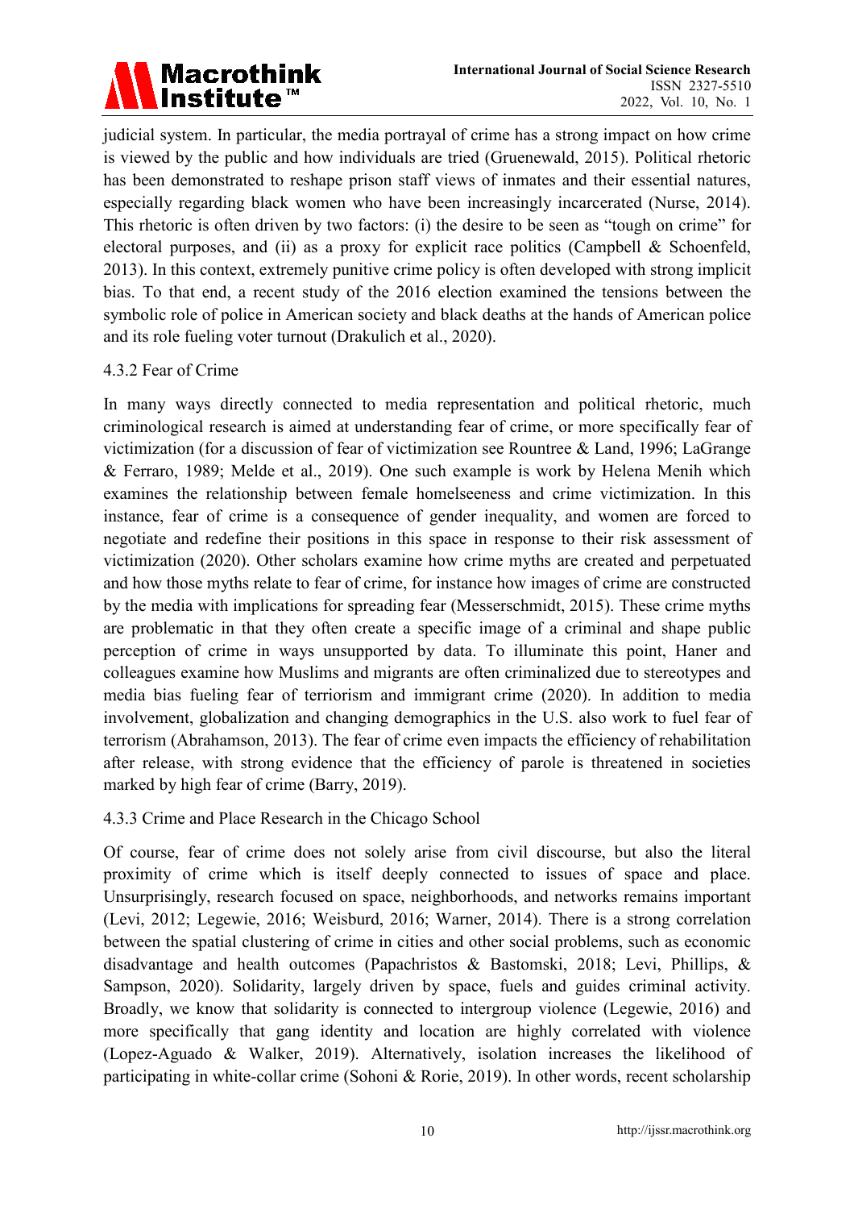judicial system. In particular, the media portrayal of crime has a strong impact on how crime is viewed by the public and how individuals are tried (Gruenewald, 2015). Political rhetoric has been demonstrated to reshape prison staff views of inmates and their essential natures, especially regarding black women who have been increasingly incarcerated (Nurse, 2014). This rhetoric is often driven by two factors: (i) the desire to be seen as "tough on crime" for electoral purposes, and (ii) as a proxy for explicit race politics (Campbell & Schoenfeld, 2013). In this context, extremely punitive crime policy is often developed with strong implicit bias. To that end, a recent study of the 2016 election examined the tensions between the symbolic role of police in American society and black deaths at the hands of American police and its role fueling voter turnout (Drakulich et al., 2020).

#### 4.3.2 Fear of Crime

In many ways directly connected to media representation and political rhetoric, much criminological research is aimed at understanding fear of crime, or more specifically fear of victimization (for a discussion of fear of victimization see Rountree & Land, 1996; LaGrange & Ferraro, 1989; Melde et al., 2019). One such example is work by Helena Menih which examines the relationship between female homelseeness and crime victimization. In this instance, fear of crime is a consequence of gender inequality, and women are forced to negotiate and redefine their positions in this space in response to their risk assessment of victimization (2020). Other scholars examine how crime myths are created and perpetuated and how those myths relate to fear of crime, for instance how images of crime are constructed by the media with implications for spreading fear (Messerschmidt, 2015). These crime myths are problematic in that they often create a specific image of a criminal and shape public perception of crime in ways unsupported by data. To illuminate this point, Haner and colleagues examine how Muslims and migrants are often criminalized due to stereotypes and media bias fueling fear of terriorism and immigrant crime (2020). In addition to media involvement, globalization and changing demographics in the U.S. also work to fuel fear of terrorism (Abrahamson, 2013). The fear of crime even impacts the efficiency of rehabilitation after release, with strong evidence that the efficiency of parole is threatened in societies marked by high fear of crime (Barry, 2019).

#### 4.3.3 Crime and Place Research in the Chicago School

Of course, fear of crime does not solely arise from civil discourse, but also the literal proximity of crime which is itself deeply connected to issues of space and place. Unsurprisingly, research focused on space, neighborhoods, and networks remains important (Levi, 2012; Legewie, 2016; Weisburd, 2016; Warner, 2014). There is a strong correlation between the spatial clustering of crime in cities and other social problems, such as economic disadvantage and health outcomes (Papachristos & Bastomski, 2018; Levi, Phillips, & Sampson, 2020). Solidarity, largely driven by space, fuels and guides criminal activity. Broadly, we know that solidarity is connected to intergroup violence (Legewie, 2016) and more specifically that gang identity and location are highly correlated with violence (Lopez-Aguado & Walker, 2019). Alternatively, isolation increases the likelihood of participating in white-collar crime (Sohoni & Rorie, 2019). In other words, recent scholarship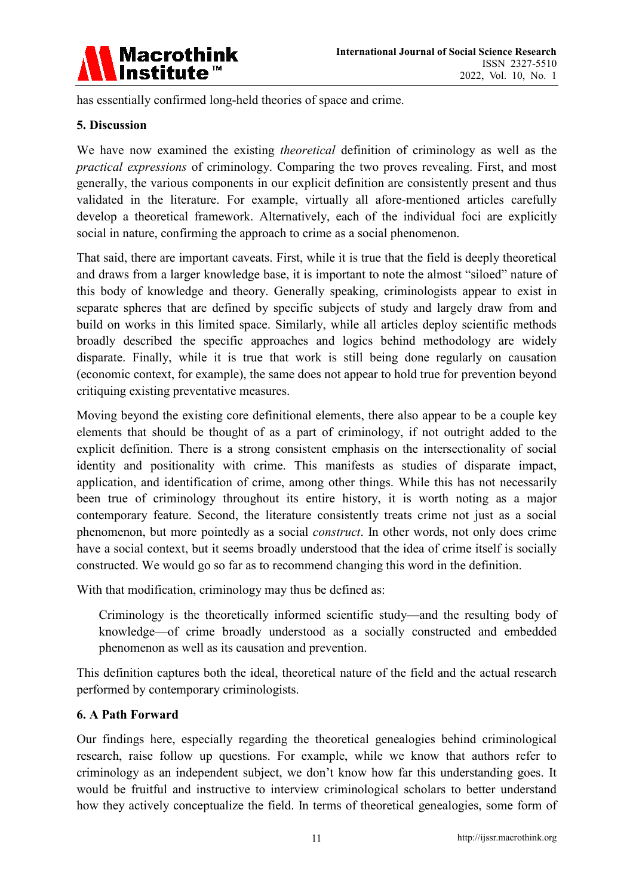has essentially confirmed long-held theories of space and crime.

## 5. Discussion

We have now examined the existing *theoretical* definition of criminology as well as the *practical expressions* of criminology. Comparing the two proves revealing. First, and most generally, the various components in our explicit definition are consistently present and thus validated in the literature. For example, virtually all afore-mentioned articles carefully develop a theoretical framework. Alternatively, each of the individual foci are explicitly social in nature, confirming the approach to crime as a social phenomenon.

That said, there are important caveats. First, while it is true that the field is deeply theoretical and draws from a larger knowledge base, it is important to note the almost "siloed" nature of this body of knowledge and theory. Generally speaking, criminologists appear to exist in separate spheres that are defined by specific subjects of study and largely draw from and build on works in this limited space. Similarly, while all articles deploy scientific methods broadly described the specific approaches and logics behind methodology are widely disparate. Finally, while it is true that work is still being done regularly on causation (economic context, for example), the same does not appear to hold true for prevention beyond critiquing existing preventative measures.

Moving beyond the existing core definitional elements, there also appear to be a couple key elements that should be thought of as a part of criminology, if not outright added to the explicit definition. There is a strong consistent emphasis on the intersectionality of social identity and positionality with crime. This manifests as studies of disparate impact, application, and identification of crime, among other things. While this has not necessarily been true of criminology throughout its entire history, it is worth noting as a major contemporary feature. Second, the literature consistently treats crime not just as a social phenomenon, but more pointedly as a social *construct*. In other words, not only does crime have a social context, but it seems broadly understood that the idea of crime itself is socially constructed. We would go so far as to recommend changing this word in the definition.

With that modification, criminology may thus be defined as:

> Criminology is the theoretically informed scientific study—and the resulting body of knowledge—of crime broadly understood as a socially constructed and embedded phenomenon as well as its causation and prevention.

This definition captures both the ideal, theoretical nature of the field and the actual research performed by contemporary criminologists.

## 6. A Path Forward

Our findings here, especially regarding the theoretical genealogies behind criminological research, raise follow up questions. For example, while we know that authors refer to criminology as an independent subject, we don't know how far this understanding goes. It would be fruitful and instructive to interview criminological scholars to better understand how they actively conceptualize the field. In terms of theoretical genealogies, some form of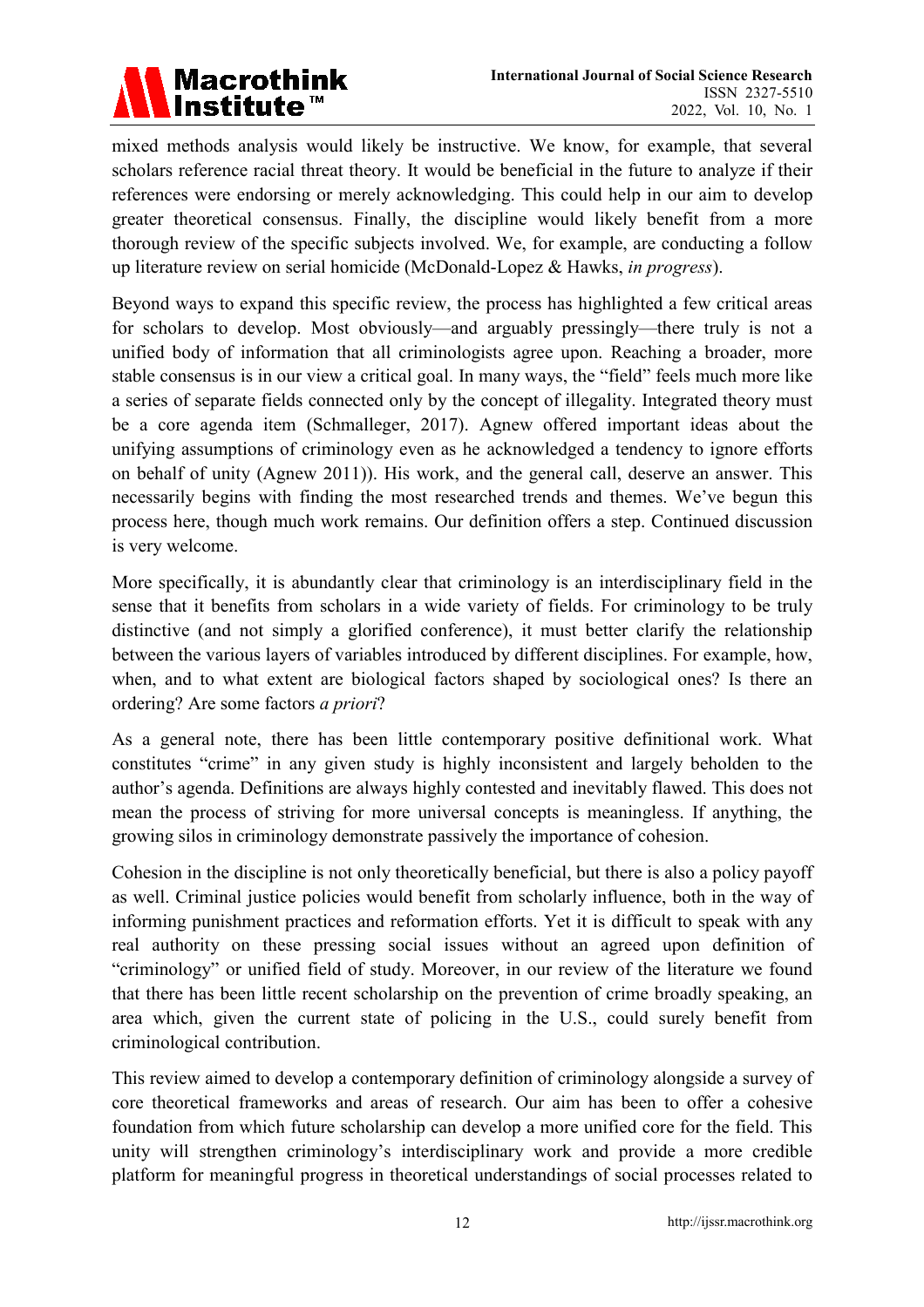mixed methods analysis would likely be instructive. We know, for example, that several scholars reference racial threat theory. It would be beneficial in the future to analyze if their references were endorsing or merely acknowledging. This could help in our aim to develop greater theoretical consensus. Finally, the discipline would likely benefit from a more thorough review of the specific subjects involved. We, for example, are conducting a follow up literature review on serial homicide (McDonald-Lopez & Hawks, *in progress*).

Beyond ways to expand this specific review, the process has highlighted a few critical areas for scholars to develop. Most obviously—and arguably pressingly—there truly is not a unified body of information that all criminologists agree upon. Reaching a broader, more stable consensus is in our view a critical goal. In many ways, the "field" feels much more like a series of separate fields connected only by the concept of illegality. Integrated theory must be a core agenda item (Schmalleger, 2017). Agnew offered important ideas about the unifying assumptions of criminology even as he acknowledged a tendency to ignore efforts on behalf of unity (Agnew 2011)). His work, and the general call, deserve an answer. This necessarily begins with finding the most researched trends and themes. We've begun this process here, though much work remains. Our definition offers a step. Continued discussion is very welcome.

More specifically, it is abundantly clear that criminology is an interdisciplinary field in the sense that it benefits from scholars in a wide variety of fields. For criminology to be truly distinctive (and not simply a glorified conference), it must better clarify the relationship between the various layers of variables introduced by different disciplines. For example, how, when, and to what extent are biological factors shaped by sociological ones? Is there an ordering? Are some factors *a priori*?

As a general note, there has been little contemporary positive definitional work. What constitutes "crime" in any given study is highly inconsistent and largely beholden to the author's agenda. Definitions are always highly contested and inevitably flawed. This does not mean the process of striving for more universal concepts is meaningless. If anything, the growing silos in criminology demonstrate passively the importance of cohesion.

Cohesion in the discipline is not only theoretically beneficial, but there is also a policy payoff as well. Criminal justice policies would benefit from scholarly influence, both in the way of informing punishment practices and reformation efforts. Yet it is difficult to speak with any real authority on these pressing social issues without an agreed upon definition of "criminology" or unified field of study. Moreover, in our review of the literature we found that there has been little recent scholarship on the prevention of crime broadly speaking, an area which, given the current state of policing in the U.S., could surely benefit from criminological contribution.

This review aimed to develop a contemporary definition of criminology alongside a survey of core theoretical frameworks and areas of research. Our aim has been to offer a cohesive foundation from which future scholarship can develop a more unified core for the field. This unity will strengthen criminology's interdisciplinary work and provide a more credible platform for meaningful progress in theoretical understandings of social processes related to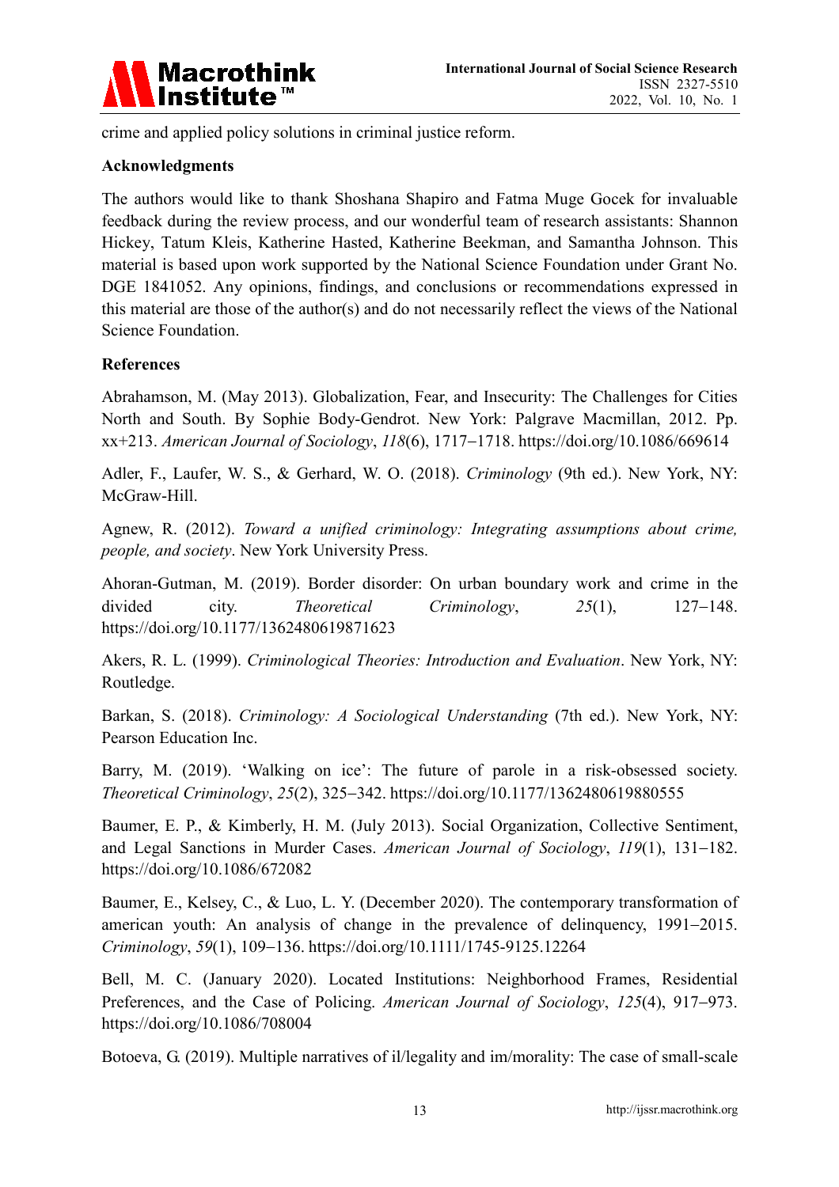crime and applied policy solutions in criminal justice reform.

## Acknowledgments

The authors would like to thank Shoshana Shapiro and Fatma Muge Gocek for invaluable feedback during the review process, and our wonderful team of research assistants: Shannon Hickey, Tatum Kleis, Katherine Hasted, Katherine Beekman, and Samantha Johnson. This material is based upon work supported by the National Science Foundation under Grant No. DGE 1841052. Any opinions, findings, and conclusions or recommendations expressed in this material are those of the author(s) and do not necessarily reflect the views of the National Science Foundation.

## References

Abrahamson, M. (May 2013). Globalization, Fear, and Insecurity: The Challenges for Cities North and South. By Sophie Body-Gendrot. New York: Palgrave Macmillan, 2012. Pp. xx+213. *American Journal of Sociology*, *118*(6), 1717−1718. https://doi.org/10.1086/669614

Adler, F., Laufer, W. S., & Gerhard, W. O. (2018). *Criminology* (9th ed.). New York, NY: McGraw-Hill.

Agnew, R. (2012). *Toward a unified criminology: Integrating assumptions about crime, people, and society*. New York University Press.

Ahoran-Gutman, M. (2019). Border disorder: On urban boundary work and crime in the divided city. *Theoretical Criminology*, *25*(1), 127−148. https://doi.org/10.1177/1362480619871623

Akers, R. L. (1999). *Criminological Theories: Introduction and Evaluation*. New York, NY: Routledge.

Barkan, S. (2018). *Criminology: A Sociological Understanding* (7th ed.). New York, NY: Pearson Education Inc.

Barry, M. (2019). 'Walking on ice': The future of parole in a risk-obsessed society. *Theoretical Criminology*, *25*(2), 325−342. https://doi.org/10.1177/1362480619880555

Baumer, E. P., & Kimberly, H. M. (July 2013). Social Organization, Collective Sentiment, and Legal Sanctions in Murder Cases. *American Journal of Sociology*, *119*(1), 131−182. https://doi.org/10.1086/672082

Baumer, E., Kelsey, C., & Luo, L. Y. (December 2020). The contemporary transformation of american youth: An analysis of change in the prevalence of delinquency, 1991−2015. *Criminology*, *59*(1), 109−136. https://doi.org/10.1111/1745-9125.12264

Bell, M. C. (January 2020). Located Institutions: Neighborhood Frames, Residential Preferences, and the Case of Policing. *American Journal of Sociology*, *125*(4), 917−973. https://doi.org/10.1086/708004

Botoeva, G. (2019). Multiple narratives of il/legality and im/morality: The case of small-scale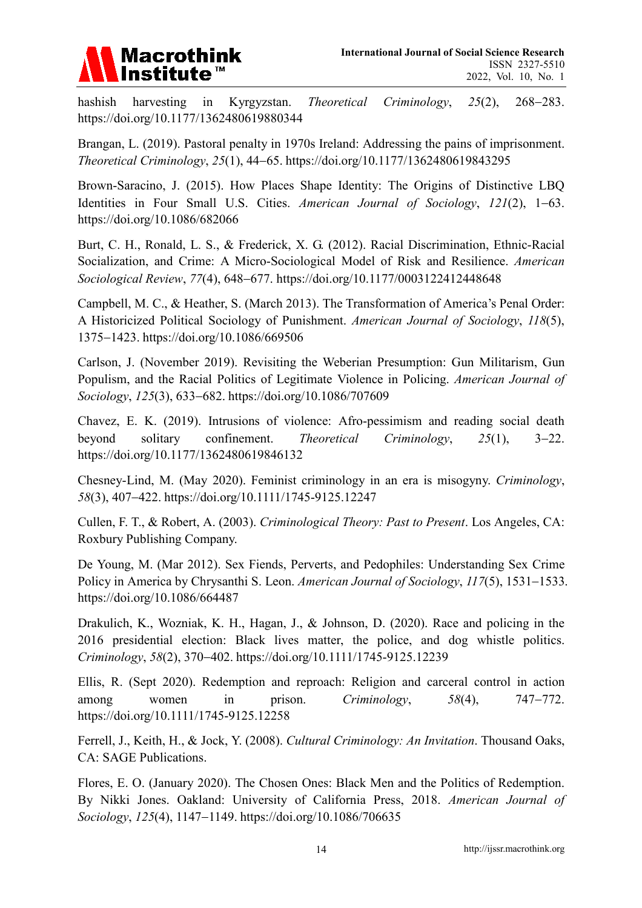hashish harvesting in Kyrgyzstan. *Theoretical Criminology*, *25*(2), 268−283. https://doi.org/10.1177/1362480619880344

Brangan, L. (2019). Pastoral penalty in 1970s Ireland: Addressing the pains of imprisonment. *Theoretical Criminology*, *25*(1), 44−65. https://doi.org/10.1177/1362480619843295

Brown-Saracino, J. (2015). How Places Shape Identity: The Origins of Distinctive LBQ Identities in Four Small U.S. Cities. *American Journal of Sociology*, *121*(2), 1−63. https://doi.org/10.1086/682066

Burt, C. H., Ronald, L. S., & Frederick, X. G. (2012). Racial Discrimination, Ethnic-Racial Socialization, and Crime: A Micro-Sociological Model of Risk and Resilience. *American Sociological Review*, *77*(4), 648−677. https://doi.org/10.1177/0003122412448648

Campbell, M. C., & Heather, S. (March 2013). The Transformation of America's Penal Order: A Historicized Political Sociology of Punishment. *American Journal of Sociology*, *118*(5), 1375−1423. https://doi.org/10.1086/669506

Carlson, J. (November 2019). Revisiting the Weberian Presumption: Gun Militarism, Gun Populism, and the Racial Politics of Legitimate Violence in Policing. *American Journal of Sociology*, *125*(3), 633−682. https://doi.org/10.1086/707609

Chavez, E. K. (2019). Intrusions of violence: Afro-pessimism and reading social death beyond solitary confinement. *Theoretical Criminology*, *25*(1), 3−22. https://doi.org/10.1177/1362480619846132

Chesney-Lind, M. (May 2020). Feminist criminology in an era is misogyny. *Criminology*, *58*(3), 407−422. https://doi.org/10.1111/1745-9125.12247

Cullen, F. T., & Robert, A. (2003). *Criminological Theory: Past to Present*. Los Angeles, CA: Roxbury Publishing Company.

De Young, M. (Mar 2012). Sex Fiends, Perverts, and Pedophiles: Understanding Sex Crime Policy in America by Chrysanthi S. Leon. *American Journal of Sociology*, *117*(5), 1531−1533. https://doi.org/10.1086/664487

Drakulich, K., Wozniak, K. H., Hagan, J., & Johnson, D. (2020). Race and policing in the 2016 presidential election: Black lives matter, the police, and dog whistle politics. *Criminology*, *58*(2), 370−402. https://doi.org/10.1111/1745-9125.12239

Ellis, R. (Sept 2020). Redemption and reproach: Religion and carceral control in action among women in prison. *Criminology*, *58*(4), 747−772. https://doi.org/10.1111/1745-9125.12258

Ferrell, J., Keith, H., & Jock, Y. (2008). *Cultural Criminology: An Invitation*. Thousand Oaks, CA: SAGE Publications.

Flores, E. O. (January 2020). The Chosen Ones: Black Men and the Politics of Redemption. By Nikki Jones. Oakland: University of California Press, 2018. *American Journal of Sociology*, *125*(4), 1147−1149. https://doi.org/10.1086/706635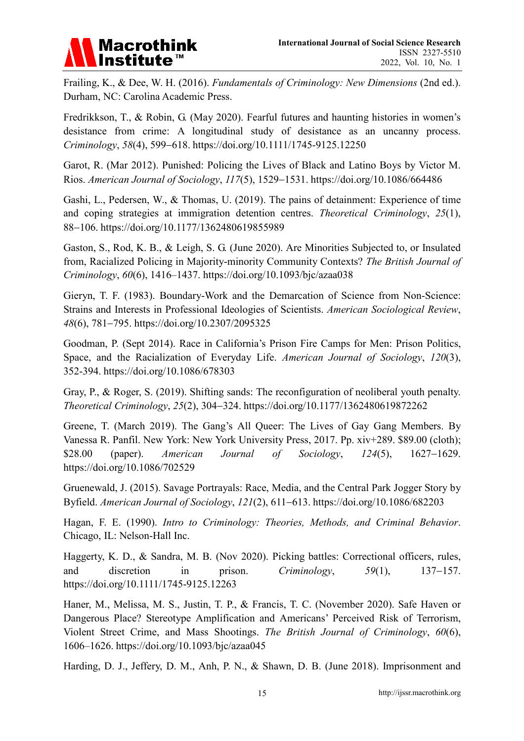Frailing, K., & Dee, W. H. (2016). *Fundamentals of Criminology: New Dimensions* (2nd ed.). Durham, NC: Carolina Academic Press.

Fredrikkson, T., & Robin, G. (May 2020). Fearful futures and haunting histories in women's desistance from crime: A longitudinal study of desistance as an uncanny process. *Criminology*, *58*(4), 599−618. https://doi.org/10.1111/1745-9125.12250

Garot, R. (Mar 2012). Punished: Policing the Lives of Black and Latino Boys by Victor M. Rios. *American Journal of Sociology*, *117*(5), 1529−1531. https://doi.org/10.1086/664486

Gashi, L., Pedersen, W., & Thomas, U. (2019). The pains of detainment: Experience of time and coping strategies at immigration detention centres. *Theoretical Criminology*, *25*(1), 88−106. https://doi.org/10.1177/1362480619855989

Gaston, S., Rod, K. B., & Leigh, S. G. (June 2020). Are Minorities Subjected to, or Insulated from, Racialized Policing in Majority-minority Community Contexts? *The British Journal of Criminology*, *60*(6), 1416–1437. https://doi.org/10.1093/bjc/azaa038

Gieryn, T. F. (1983). Boundary-Work and the Demarcation of Science from Non-Science: Strains and Interests in Professional Ideologies of Scientists. *American Sociological Review*, *48*(6), 781−795. https://doi.org/10.2307/2095325

Goodman, P. (Sept 2014). Race in California's Prison Fire Camps for Men: Prison Politics, Space, and the Racialization of Everyday Life. *American Journal of Sociology*, *120*(3), 352-394. https://doi.org/10.1086/678303

Gray, P., & Roger, S. (2019). Shifting sands: The reconfiguration of neoliberal youth penalty. *Theoretical Criminology*, *25*(2), 304−324. https://doi.org/10.1177/1362480619872262

Greene, T. (March 2019). The Gang's All Queer: The Lives of Gay Gang Members. By Vanessa R. Panfil. New York: New York University Press, 2017. Pp. xiv+289. $89.00 (cloth); $28.00 (paper). *American Journal of Sociology*, *124*(5), 1627−1629. https://doi.org/10.1086/702529

Gruenewald, J. (2015). Savage Portrayals: Race, Media, and the Central Park Jogger Story by Byfield. *American Journal of Sociology*, *121*(2), 611−613. https://doi.org/10.1086/682203

Hagan, F. E. (1990). *Intro to Criminology: Theories, Methods, and Criminal Behavior*. Chicago, IL: Nelson-Hall Inc.

Haggerty, K. D., & Sandra, M. B. (Nov 2020). Picking battles: Correctional officers, rules, and discretion in prison. *Criminology*, *59*(1), 137−157. https://doi.org/10.1111/1745-9125.12263

Haner, M., Melissa, M. S., Justin, T. P., & Francis, T. C. (November 2020). Safe Haven or Dangerous Place? Stereotype Amplification and Americans' Perceived Risk of Terrorism, Violent Street Crime, and Mass Shootings. *The British Journal of Criminology*, *60*(6), 1606–1626. https://doi.org/10.1093/bjc/azaa045

Harding, D. J., Jeffery, D. M., Anh, P. N., & Shawn, D. B. (June 2018). Imprisonment and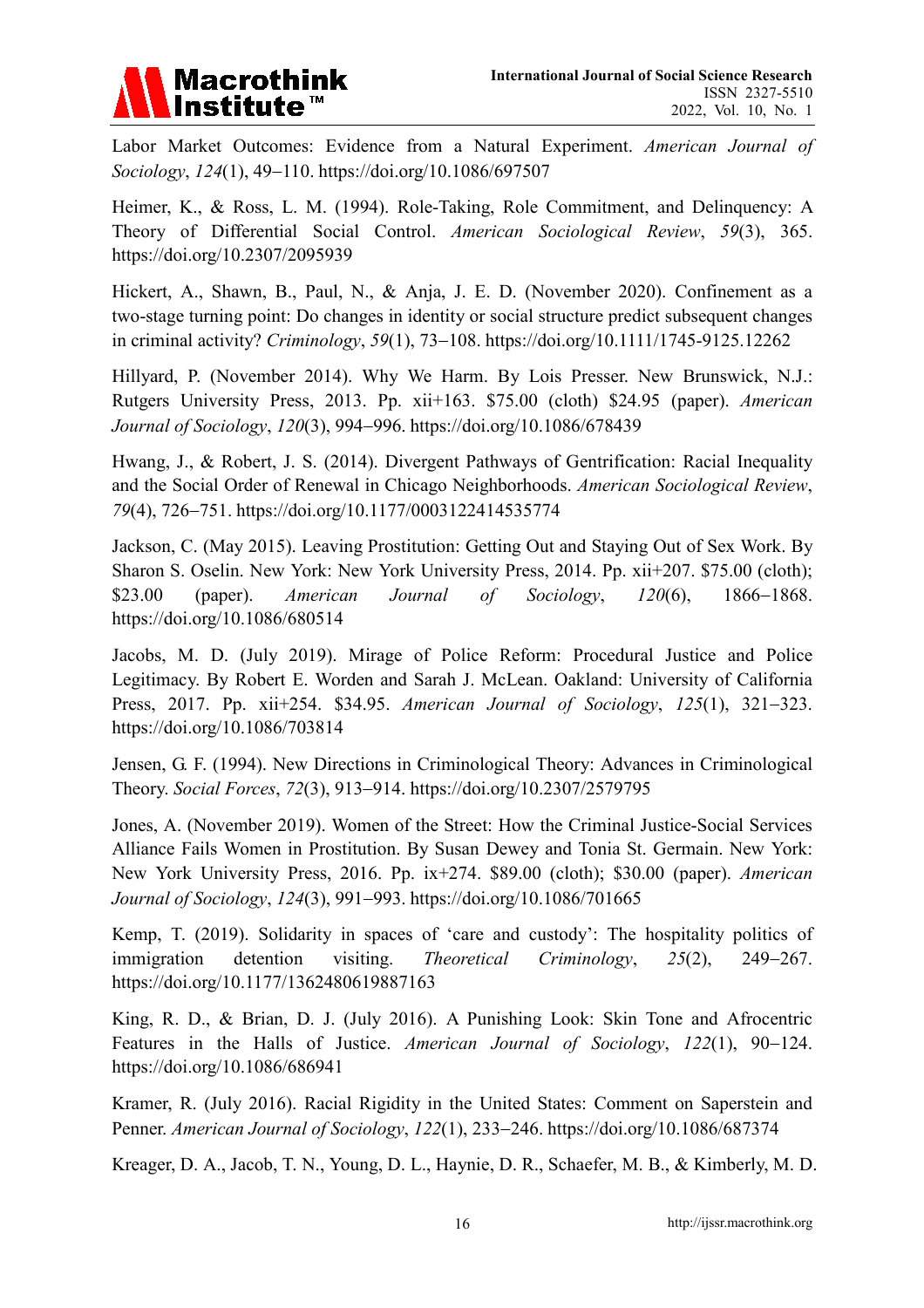Labor Market Outcomes: Evidence from a Natural Experiment. *American Journal of Sociology*, *124*(1), 49−110. https://doi.org/10.1086/697507

Heimer, K., & Ross, L. M. (1994). Role-Taking, Role Commitment, and Delinquency: A Theory of Differential Social Control. *American Sociological Review*, *59*(3), 365. https://doi.org/10.2307/2095939

Hickert, A., Shawn, B., Paul, N., & Anja, J. E. D. (November 2020). Confinement as a two-stage turning point: Do changes in identity or social structure predict subsequent changes in criminal activity? *Criminology*, *59*(1), 73−108. https://doi.org/10.1111/1745-9125.12262

Hillyard, P. (November 2014). Why We Harm. By Lois Presser. New Brunswick, N.J.: Rutgers University Press, 2013. Pp. xii+163. $75.00 (cloth) $24.95 (paper). *American Journal of Sociology*, *120*(3), 994−996. https://doi.org/10.1086/678439

Hwang, J., & Robert, J. S. (2014). Divergent Pathways of Gentrification: Racial Inequality and the Social Order of Renewal in Chicago Neighborhoods. *American Sociological Review*, *79*(4), 726−751. https://doi.org/10.1177/0003122414535774

Jackson, C. (May 2015). Leaving Prostitution: Getting Out and Staying Out of Sex Work. By Sharon S. Oselin. New York: New York University Press, 2014. Pp. xii+207. $75.00 (cloth); $23.00 (paper). *American Journal of Sociology*, *120*(6), 1866−1868. https://doi.org/10.1086/680514

Jacobs, M. D. (July 2019). Mirage of Police Reform: Procedural Justice and Police Legitimacy. By Robert E. Worden and Sarah J. McLean. Oakland: University of California Press, 2017. Pp. xii+254. $34.95. *American Journal of Sociology*, *125*(1), 321−323. https://doi.org/10.1086/703814

Jensen, G. F. (1994). New Directions in Criminological Theory: Advances in Criminological Theory. *Social Forces*, *72*(3), 913−914. https://doi.org/10.2307/2579795

Jones, A. (November 2019). Women of the Street: How the Criminal Justice-Social Services Alliance Fails Women in Prostitution. By Susan Dewey and Tonia St. Germain. New York: New York University Press, 2016. Pp. ix+274. $89.00 (cloth); $30.00 (paper). *American Journal of Sociology*, *124*(3), 991−993. https://doi.org/10.1086/701665

Kemp, T. (2019). Solidarity in spaces of 'care and custody': The hospitality politics of immigration detention visiting. *Theoretical Criminology*, *25*(2), 249−267. https://doi.org/10.1177/1362480619887163

King, R. D., & Brian, D. J. (July 2016). A Punishing Look: Skin Tone and Afrocentric Features in the Halls of Justice. *American Journal of Sociology*, *122*(1), 90−124. https://doi.org/10.1086/686941

Kramer, R. (July 2016). Racial Rigidity in the United States: Comment on Saperstein and Penner. *American Journal of Sociology*, *122*(1), 233−246. https://doi.org/10.1086/687374

Kreager, D. A., Jacob, T. N., Young, D. L., Haynie, D. R., Schaefer, M. B., & Kimberly, M. D.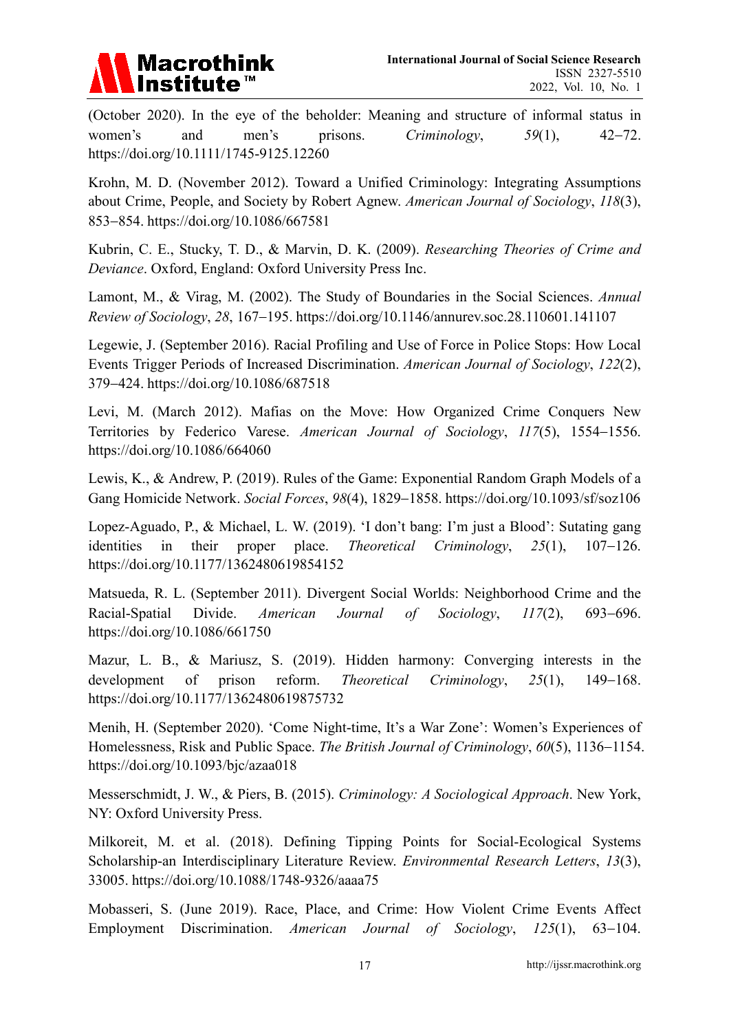(October 2020). In the eye of the beholder: Meaning and structure of informal status in women's and men's prisons. *Criminology*, *59*(1), 42–72. https://doi.org/10.1111/1745-9125.12260

Krohn, M. D. (November 2012). Toward a Unified Criminology: Integrating Assumptions about Crime, People, and Society by Robert Agnew. *American Journal of Sociology*, *118*(3), 853–854. https://doi.org/10.1086/667581

Kubrin, C. E., Stucky, T. D., & Marvin, D. K. (2009). *Researching Theories of Crime and Deviance*. Oxford, England: Oxford University Press Inc.

Lamont, M., & Virag, M. (2002). The Study of Boundaries in the Social Sciences. *Annual Review of Sociology*, *28*, 167–195. https://doi.org/10.1146/annurev.soc.28.110601.141107

Legewie, J. (September 2016). Racial Profiling and Use of Force in Police Stops: How Local Events Trigger Periods of Increased Discrimination. *American Journal of Sociology*, *122*(2), 379–424. https://doi.org/10.1086/687518

Levi, M. (March 2012). Mafias on the Move: How Organized Crime Conquers New Territories by Federico Varese. *American Journal of Sociology*, *117*(5), 1554–1556. https://doi.org/10.1086/664060

Lewis, K., & Andrew, P. (2019). Rules of the Game: Exponential Random Graph Models of a Gang Homicide Network. *Social Forces*, *98*(4), 1829–1858. https://doi.org/10.1093/sf/soz106

Lopez-Aguado, P., & Michael, L. W. (2019). 'I don't bang: I'm just a Blood': Sutating gang identities in their proper place. *Theoretical Criminology*, *25*(1), 107–126. https://doi.org/10.1177/1362480619854152

Matsueda, R. L. (September 2011). Divergent Social Worlds: Neighborhood Crime and the Racial-Spatial Divide. *American Journal of Sociology*, *117*(2), 693–696. https://doi.org/10.1086/661750

Mazur, L. B., & Mariusz, S. (2019). Hidden harmony: Converging interests in the development of prison reform. *Theoretical Criminology*, *25*(1), 149–168. https://doi.org/10.1177/1362480619875732

Menih, H. (September 2020). 'Come Night-time, It's a War Zone': Women's Experiences of Homelessness, Risk and Public Space. *The British Journal of Criminology*, *60*(5), 1136–1154. https://doi.org/10.1093/bjc/azaa018

Messerschmidt, J. W., & Piers, B. (2015). *Criminology: A Sociological Approach*. New York, NY: Oxford University Press.

Milkoreit, M. et al. (2018). Defining Tipping Points for Social-Ecological Systems Scholarship-an Interdisciplinary Literature Review. *Environmental Research Letters*, *13*(3), 33005. https://doi.org/10.1088/1748-9326/aaaa75

Mobasseri, S. (June 2019). Race, Place, and Crime: How Violent Crime Events Affect Employment Discrimination. *American Journal of Sociology*, *125*(1), 63–104.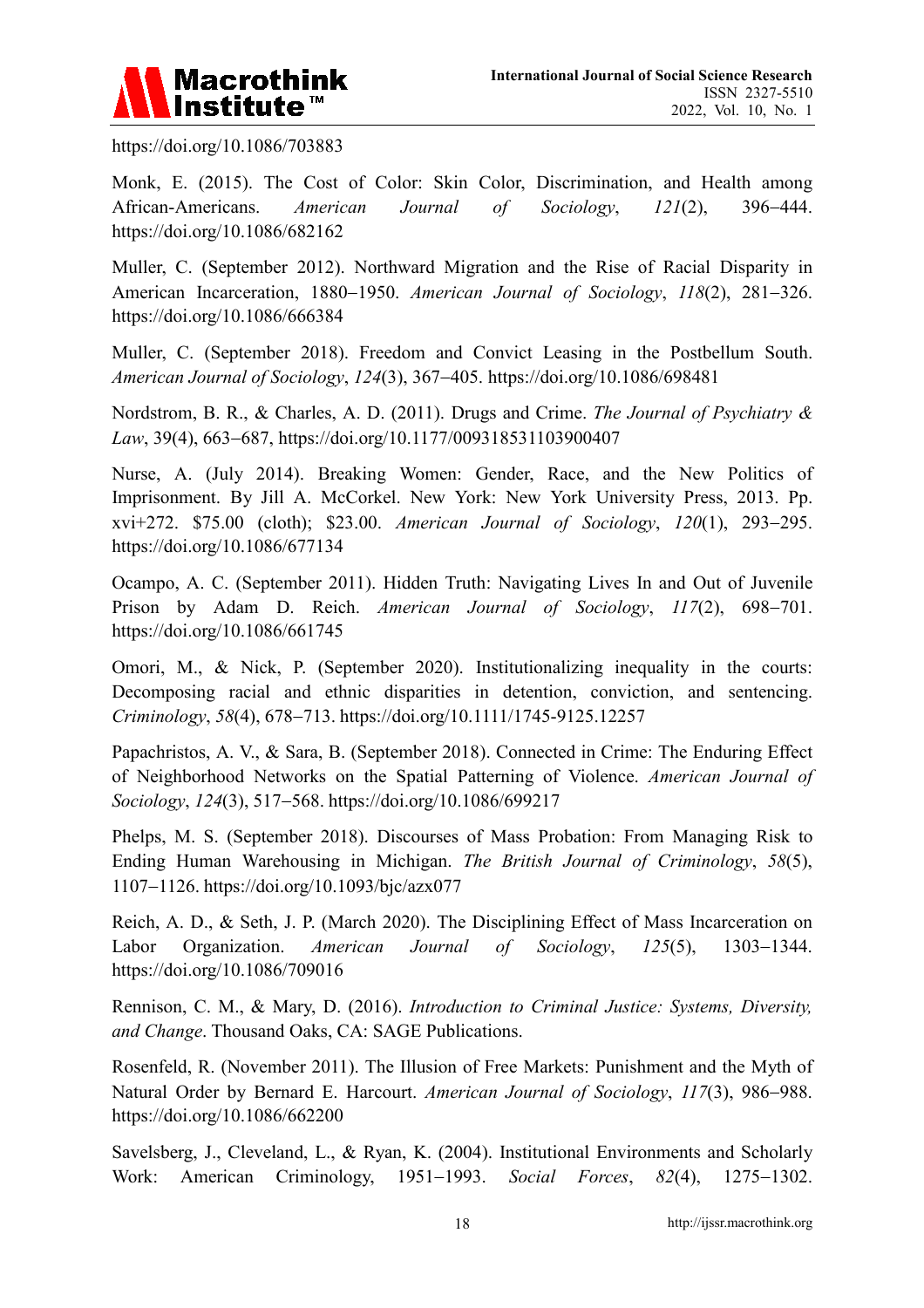https://doi.org/10.1086/703883

Monk, E. (2015). The Cost of Color: Skin Color, Discrimination, and Health among African-Americans. *American Journal of Sociology*, *121*(2), 396–444. https://doi.org/10.1086/682162

Muller, C. (September 2012). Northward Migration and the Rise of Racial Disparity in American Incarceration, 1880–1950. *American Journal of Sociology*, *118*(2), 281–326. https://doi.org/10.1086/666384

Muller, C. (September 2018). Freedom and Convict Leasing in the Postbellum South. *American Journal of Sociology*, *124*(3), 367–405. https://doi.org/10.1086/698481

Nordstrom, B. R., & Charles, A. D. (2011). Drugs and Crime. *The Journal of Psychiatry & Law*, 39(4), 663–687, https://doi.org/10.1177/009318531103900407

Nurse, A. (July 2014). Breaking Women: Gender, Race, and the New Politics of Imprisonment. By Jill A. McCorkel. New York: New York University Press, 2013. Pp. xvi+272. $75.00 (cloth); $23.00. *American Journal of Sociology*, *120*(1), 293–295. https://doi.org/10.1086/677134

Ocampo, A. C. (September 2011). Hidden Truth: Navigating Lives In and Out of Juvenile Prison by Adam D. Reich. *American Journal of Sociology*, *117*(2), 698–701. https://doi.org/10.1086/661745

Omori, M., & Nick, P. (September 2020). Institutionalizing inequality in the courts: Decomposing racial and ethnic disparities in detention, conviction, and sentencing. *Criminology*, *58*(4), 678–713. https://doi.org/10.1111/1745-9125.12257

Papachristos, A. V., & Sara, B. (September 2018). Connected in Crime: The Enduring Effect of Neighborhood Networks on the Spatial Patterning of Violence. *American Journal of Sociology*, *124*(3), 517–568. https://doi.org/10.1086/699217

Phelps, M. S. (September 2018). Discourses of Mass Probation: From Managing Risk to Ending Human Warehousing in Michigan. *The British Journal of Criminology*, *58*(5), 1107–1126. https://doi.org/10.1093/bjc/azx077

Reich, A. D., & Seth, J. P. (March 2020). The Disciplining Effect of Mass Incarceration on Labor Organization. *American Journal of Sociology*, *125*(5), 1303–1344. https://doi.org/10.1086/709016

Rennison, C. M., & Mary, D. (2016). *Introduction to Criminal Justice: Systems, Diversity, and Change*. Thousand Oaks, CA: SAGE Publications.

Rosenfeld, R. (November 2011). The Illusion of Free Markets: Punishment and the Myth of Natural Order by Bernard E. Harcourt. *American Journal of Sociology*, *117*(3), 986–988. https://doi.org/10.1086/662200

Savelsberg, J., Cleveland, L., & Ryan, K. (2004). Institutional Environments and Scholarly Work: American Criminology, 1951–1993. *Social Forces*, *82*(4), 1275–1302.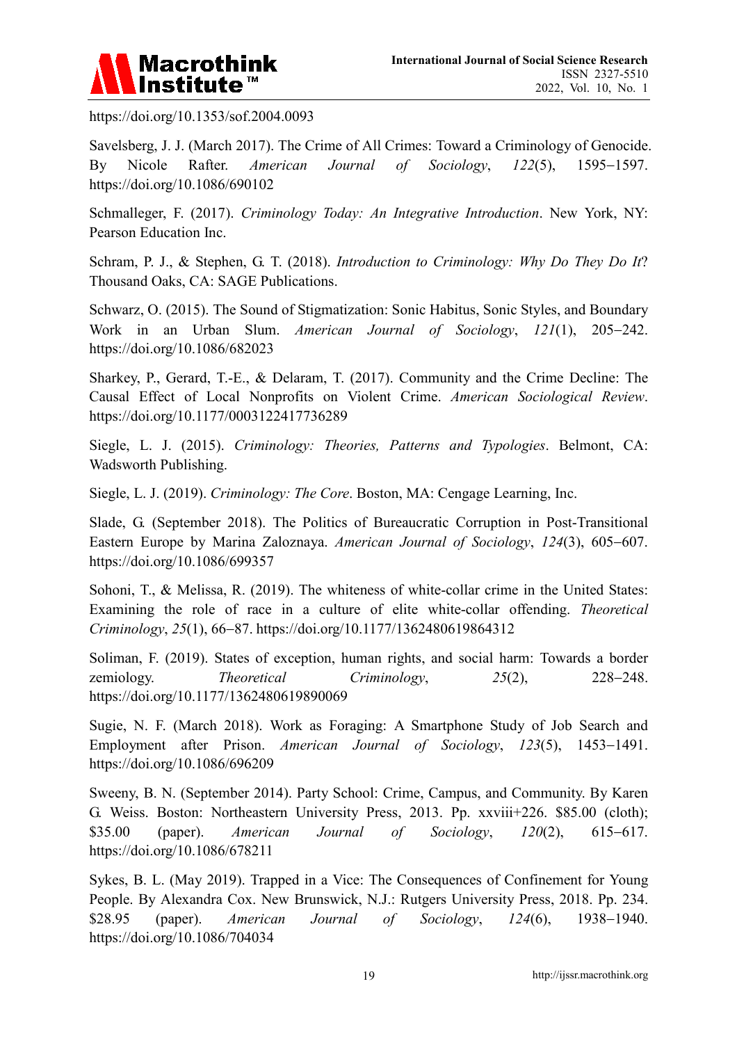https://doi.org/10.1353/sof.2004.0093

Savelsberg, J. J. (March 2017). The Crime of All Crimes: Toward a Criminology of Genocide. By Nicole Rafter. *American Journal of Sociology*, *122*(5), 1595–1597. https://doi.org/10.1086/690102

Schmalleger, F. (2017). *Criminology Today: An Integrative Introduction*. New York, NY: Pearson Education Inc.

Schram, P. J., & Stephen, G. T. (2018). *Introduction to Criminology: Why Do They Do It*? Thousand Oaks, CA: SAGE Publications.

Schwarz, O. (2015). The Sound of Stigmatization: Sonic Habitus, Sonic Styles, and Boundary Work in an Urban Slum. *American Journal of Sociology*, *121*(1), 205–242. https://doi.org/10.1086/682023

Sharkey, P., Gerard, T.-E., & Delaram, T. (2017). Community and the Crime Decline: The Causal Effect of Local Nonprofits on Violent Crime. *American Sociological Review*. https://doi.org/10.1177/0003122417736289

Siegle, L. J. (2015). *Criminology: Theories, Patterns and Typologies*. Belmont, CA: Wadsworth Publishing.

Siegle, L. J. (2019). *Criminology: The Core*. Boston, MA: Cengage Learning, Inc.

Slade, G. (September 2018). The Politics of Bureaucratic Corruption in Post-Transitional Eastern Europe by Marina Zaloznaya. *American Journal of Sociology*, *124*(3), 605–607. https://doi.org/10.1086/699357

Sohoni, T., & Melissa, R. (2019). The whiteness of white-collar crime in the United States: Examining the role of race in a culture of elite white-collar offending. *Theoretical Criminology*, *25*(1), 66–87. https://doi.org/10.1177/1362480619864312

Soliman, F. (2019). States of exception, human rights, and social harm: Towards a border zemiology. *Theoretical Criminology*, *25*(2), 228–248. https://doi.org/10.1177/1362480619890069

Sugie, N. F. (March 2018). Work as Foraging: A Smartphone Study of Job Search and Employment after Prison. *American Journal of Sociology*, *123*(5), 1453–1491. https://doi.org/10.1086/696209

Sweeny, B. N. (September 2014). Party School: Crime, Campus, and Community. By Karen G. Weiss. Boston: Northeastern University Press, 2013. Pp. xxviii+226. $85.00 (cloth); $35.00 (paper). *American Journal of Sociology*, *120*(2), 615–617. https://doi.org/10.1086/678211

Sykes, B. L. (May 2019). Trapped in a Vice: The Consequences of Confinement for Young People. By Alexandra Cox. New Brunswick, N.J.: Rutgers University Press, 2018. Pp. 234. $28.95 (paper). *American Journal of Sociology*, *124*(6), 1938–1940. https://doi.org/10.1086/704034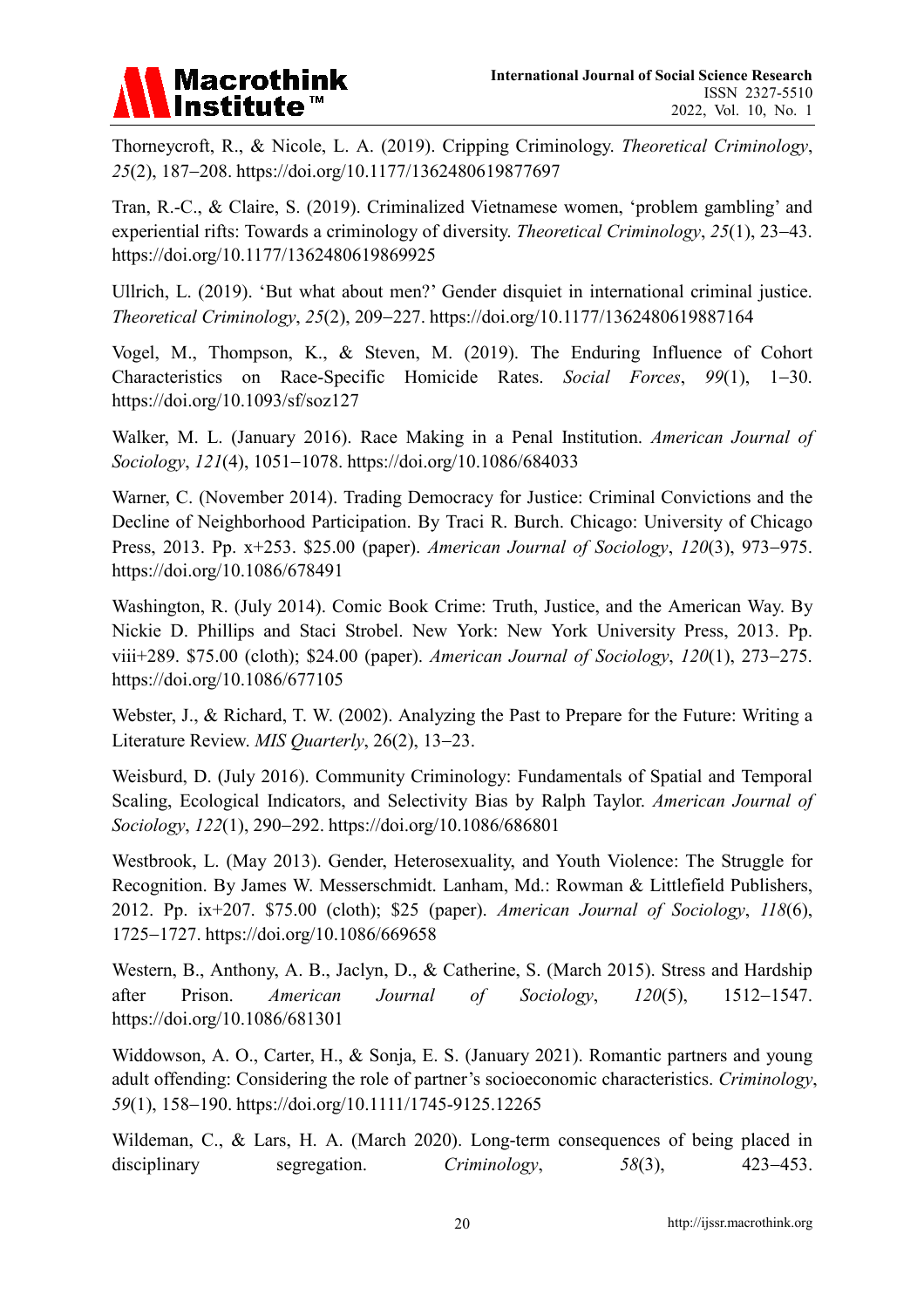Thorneycroft, R., & Nicole, L. A. (2019). Cripping Criminology. *Theoretical Criminology*, *25*(2), 187−208. https://doi.org/10.1177/1362480619877697

Tran, R.-C., & Claire, S. (2019). Criminalized Vietnamese women, 'problem gambling' and experiential rifts: Towards a criminology of diversity. *Theoretical Criminology*, *25*(1), 23−43. https://doi.org/10.1177/1362480619869925

Ullrich, L. (2019). 'But what about men?' Gender disquiet in international criminal justice. *Theoretical Criminology*, *25*(2), 209−227. https://doi.org/10.1177/1362480619887164

Vogel, M., Thompson, K., & Steven, M. (2019). The Enduring Influence of Cohort Characteristics on Race-Specific Homicide Rates. *Social Forces*, *99*(1), 1−30. https://doi.org/10.1093/sf/soz127

Walker, M. L. (January 2016). Race Making in a Penal Institution. *American Journal of Sociology*, *121*(4), 1051−1078. https://doi.org/10.1086/684033

Warner, C. (November 2014). Trading Democracy for Justice: Criminal Convictions and the Decline of Neighborhood Participation. By Traci R. Burch. Chicago: University of Chicago Press, 2013. Pp. x+253. $25.00 (paper). *American Journal of Sociology*, *120*(3), 973−975. https://doi.org/10.1086/678491

Washington, R. (July 2014). Comic Book Crime: Truth, Justice, and the American Way. By Nickie D. Phillips and Staci Strobel. New York: New York University Press, 2013. Pp. viii+289. $75.00 (cloth); $24.00 (paper). *American Journal of Sociology*, *120*(1), 273−275. https://doi.org/10.1086/677105

Webster, J., & Richard, T. W. (2002). Analyzing the Past to Prepare for the Future: Writing a Literature Review. *MIS Quarterly*, 26(2), 13−23.

Weisburd, D. (July 2016). Community Criminology: Fundamentals of Spatial and Temporal Scaling, Ecological Indicators, and Selectivity Bias by Ralph Taylor. *American Journal of Sociology*, *122*(1), 290−292. https://doi.org/10.1086/686801

Westbrook, L. (May 2013). Gender, Heterosexuality, and Youth Violence: The Struggle for Recognition. By James W. Messerschmidt. Lanham, Md.: Rowman & Littlefield Publishers, 2012. Pp. ix+207. $75.00 (cloth); $25 (paper). *American Journal of Sociology*, *118*(6), 1725−1727. https://doi.org/10.1086/669658

Western, B., Anthony, A. B., Jaclyn, D., & Catherine, S. (March 2015). Stress and Hardship after Prison. *American Journal of Sociology*, *120*(5), 1512−1547. https://doi.org/10.1086/681301

Widdowson, A. O., Carter, H., & Sonja, E. S. (January 2021). Romantic partners and young adult offending: Considering the role of partner's socioeconomic characteristics. *Criminology*, *59*(1), 158−190. https://doi.org/10.1111/1745-9125.12265

Wildeman, C., & Lars, H. A. (March 2020). Long-term consequences of being placed in disciplinary segregation. *Criminology*, *58*(3), 423−453.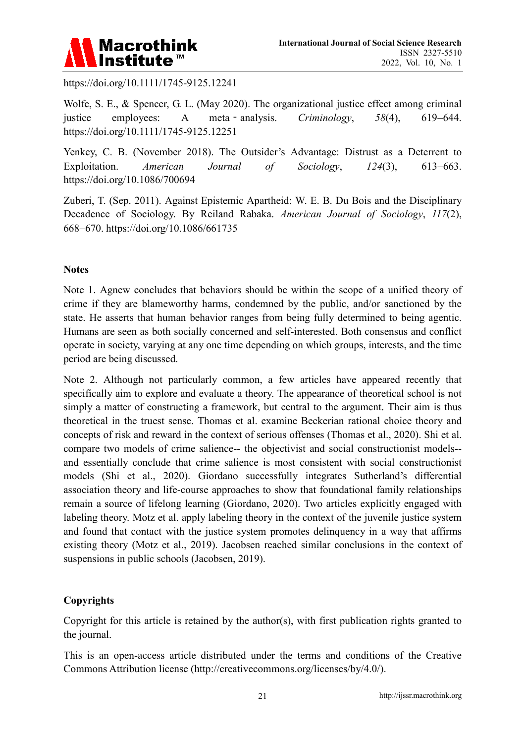https://doi.org/10.1111/1745-9125.12241

Wolfe, S. E., & Spencer, G. L. (May 2020). The organizational justice effect among criminal justice employees: A meta‐analysis. *Criminology*, *58*(4), 619−644. https://doi.org/10.1111/1745-9125.12251

Yenkey, C. B. (November 2018). The Outsider's Advantage: Distrust as a Deterrent to Exploitation. *American Journal of Sociology*, *124*(3), 613−663. https://doi.org/10.1086/700694

Zuberi, T. (Sep. 2011). Against Epistemic Apartheid: W. E. B. Du Bois and the Disciplinary Decadence of Sociology. By Reiland Rabaka. *American Journal of Sociology*, *117*(2), 668−670. https://doi.org/10.1086/661735

## Notes

Note 1. Agnew concludes that behaviors should be within the scope of a unified theory of crime if they are blameworthy harms, condemned by the public, and/or sanctioned by the state. He asserts that human behavior ranges from being fully determined to being agentic. Humans are seen as both socially concerned and self-interested. Both consensus and conflict operate in society, varying at any one time depending on which groups, interests, and the time period are being discussed.

Note 2. Although not particularly common, a few articles have appeared recently that specifically aim to explore and evaluate a theory. The appearance of theoretical school is not simply a matter of constructing a framework, but central to the argument. Their aim is thus theoretical in the truest sense. Thomas et al. examine Beckerian rational choice theory and concepts of risk and reward in the context of serious offenses (Thomas et al., 2020). Shi et al. compare two models of crime salience-- the objectivist and social constructionist models-- and essentially conclude that crime salience is most consistent with social constructionist models (Shi et al., 2020). Giordano successfully integrates Sutherland's differential association theory and life-course approaches to show that foundational family relationships remain a source of lifelong learning (Giordano, 2020). Two articles explicitly engaged with labeling theory. Motz et al. apply labeling theory in the context of the juvenile justice system and found that contact with the justice system promotes delinquency in a way that affirms existing theory (Motz et al., 2019). Jacobsen reached similar conclusions in the context of suspensions in public schools (Jacobsen, 2019).

## Copyrights

Copyright for this article is retained by the author(s), with first publication rights granted to the journal.

This is an open-access article distributed under the terms and conditions of the Creative Commons Attribution license (http://creativecommons.org/licenses/by/4.0/).